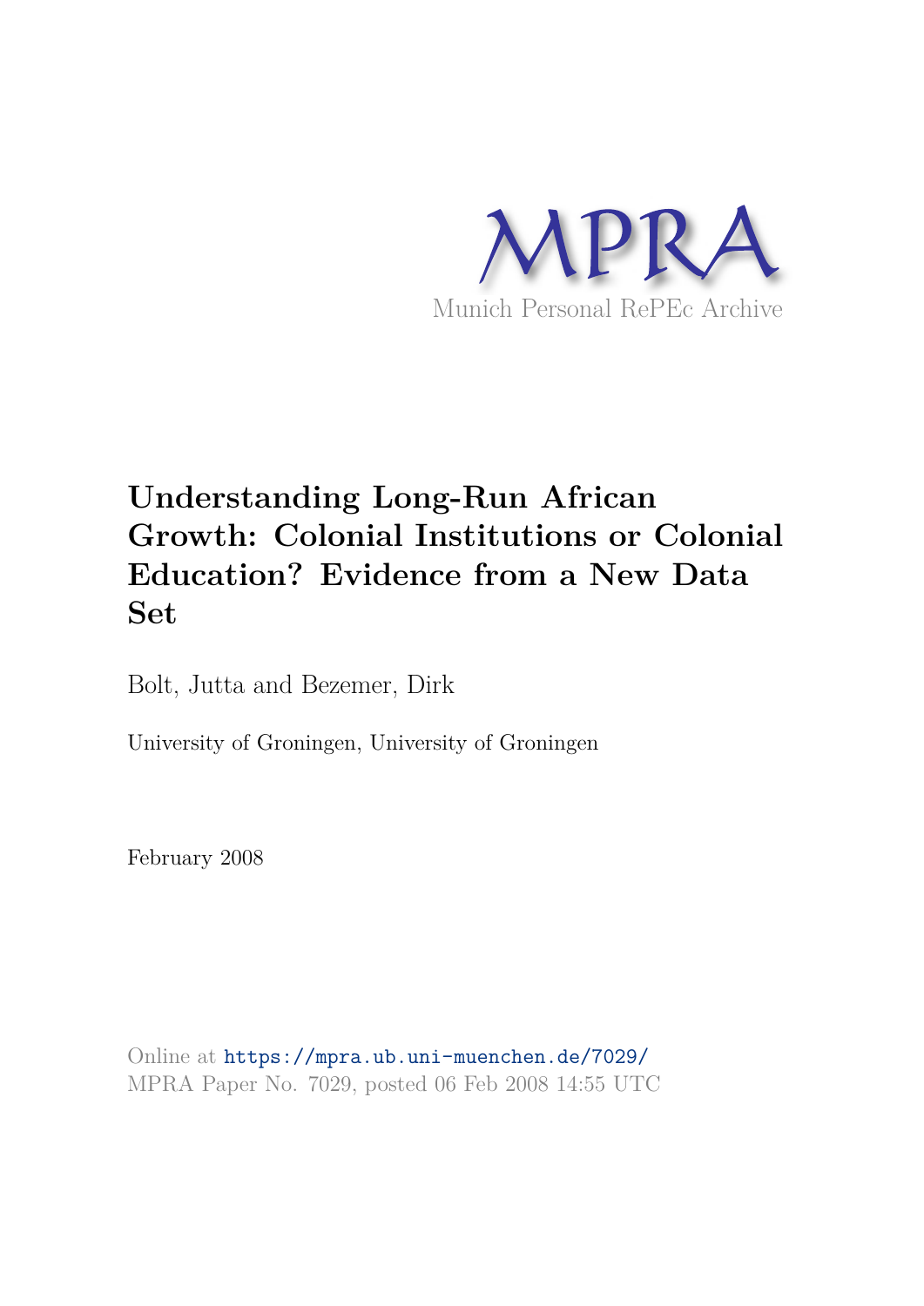MPRA

Munich Personal RePEc Archive

# Understanding Long-Run African Growth: Colonial Institutions or Colonial Education? Evidence from a New Data Set

Bolt, Jutta and Bezemer, Dirk

University of Groningen, University of Groningen

February 2008

Online at https://mpra.ub.uni-muenchen.de/7029/
MPRA Paper No. 7029, posted 06 Feb 2008 14:55 UTC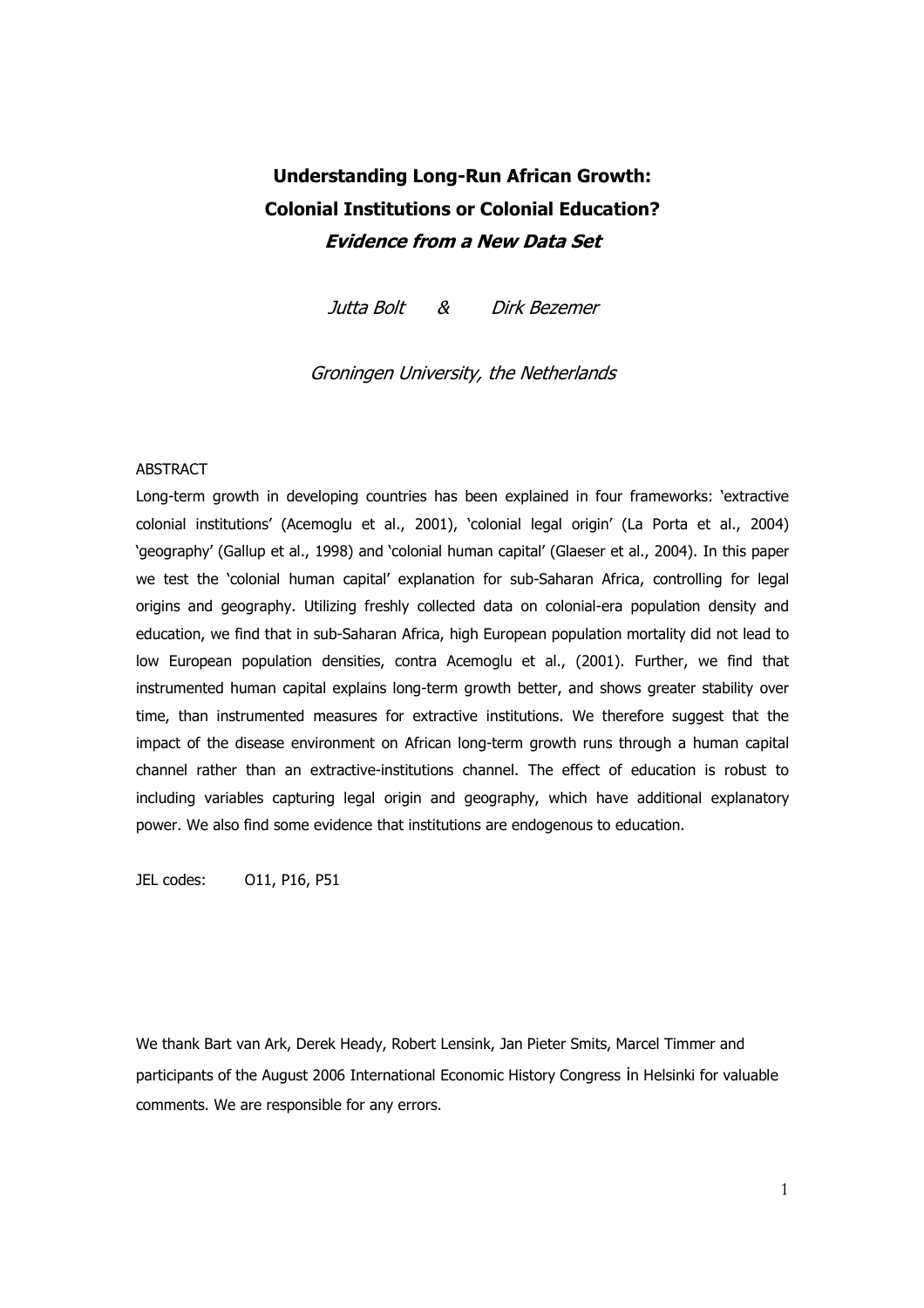# Understanding Long-Run African Growth: Colonial Institutions or Colonial Education?

## *Evidence from a New Data Set*

*Jutta Bolt & Dirk Bezemer*

*Groningen University, the Netherlands*

ABSTRACT

Long-term growth in developing countries has been explained in four frameworks: 'extractive colonial institutions' (Acemoglu et al., 2001), 'colonial legal origin' (La Porta et al., 2004) 'geography' (Gallup et al., 1998) and 'colonial human capital' (Glaeser et al., 2004). In this paper we test the 'colonial human capital' explanation for sub-Saharan Africa, controlling for legal origins and geography. Utilizing freshly collected data on colonial-era population density and education, we find that in sub-Saharan Africa, high European population mortality did not lead to low European population densities, contra Acemoglu et al., (2001). Further, we find that instrumented human capital explains long-term growth better, and shows greater stability over time, than instrumented measures for extractive institutions. We therefore suggest that the impact of the disease environment on African long-term growth runs through a human capital channel rather than an extractive-institutions channel. The effect of education is robust to including variables capturing legal origin and geography, which have additional explanatory power. We also find some evidence that institutions are endogenous to education.

JEL codes: O11, P16, P51

We thank Bart van Ark, Derek Heady, Robert Lensink, Jan Pieter Smits, Marcel Timmer and participants of the August 2006 International Economic History Congress İn Helsinki for valuable comments. We are responsible for any errors.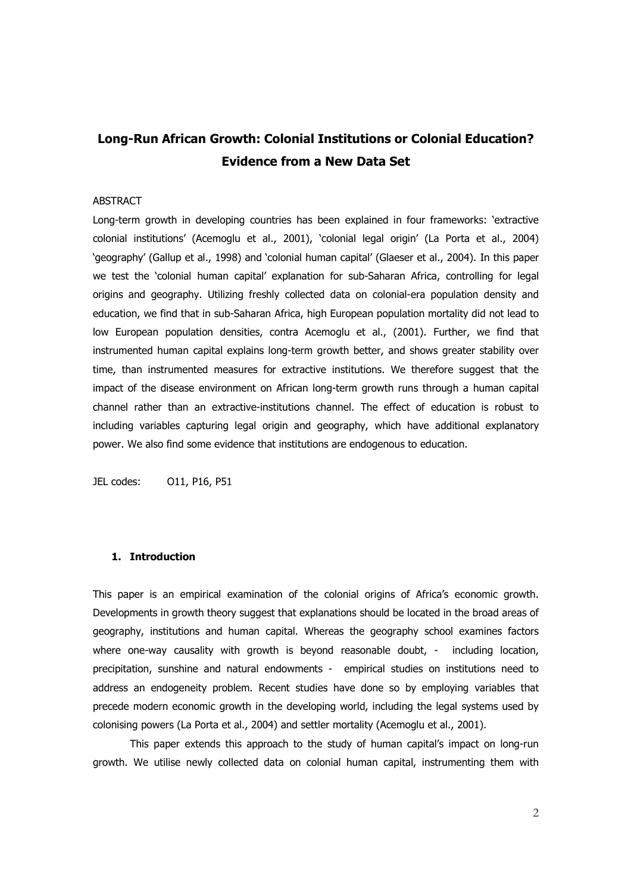# Long-Run African Growth: Colonial Institutions or Colonial Education? Evidence from a New Data Set

ABSTRACT

Long-term growth in developing countries has been explained in four frameworks: 'extractive colonial institutions' (Acemoglu et al., 2001), 'colonial legal origin' (La Porta et al., 2004) 'geography' (Gallup et al., 1998) and 'colonial human capital' (Glaeser et al., 2004). In this paper we test the 'colonial human capital' explanation for sub-Saharan Africa, controlling for legal origins and geography. Utilizing freshly collected data on colonial-era population density and education, we find that in sub-Saharan Africa, high European population mortality did not lead to low European population densities, contra Acemoglu et al., (2001). Further, we find that instrumented human capital explains long-term growth better, and shows greater stability over time, than instrumented measures for extractive institutions. We therefore suggest that the impact of the disease environment on African long-term growth runs through a human capital channel rather than an extractive-institutions channel. The effect of education is robust to including variables capturing legal origin and geography, which have additional explanatory power. We also find some evidence that institutions are endogenous to education.

JEL codes: O11, P16, P51

## 1. Introduction

This paper is an empirical examination of the colonial origins of Africa's economic growth. Developments in growth theory suggest that explanations should be located in the broad areas of geography, institutions and human capital. Whereas the geography school examines factors where one-way causality with growth is beyond reasonable doubt, - including location, precipitation, sunshine and natural endowments - empirical studies on institutions need to address an endogeneity problem. Recent studies have done so by employing variables that precede modern economic growth in the developing world, including the legal systems used by colonising powers (La Porta et al., 2004) and settler mortality (Acemoglu et al., 2001).

This paper extends this approach to the study of human capital's impact on long-run growth. We utilise newly collected data on colonial human capital, instrumenting them with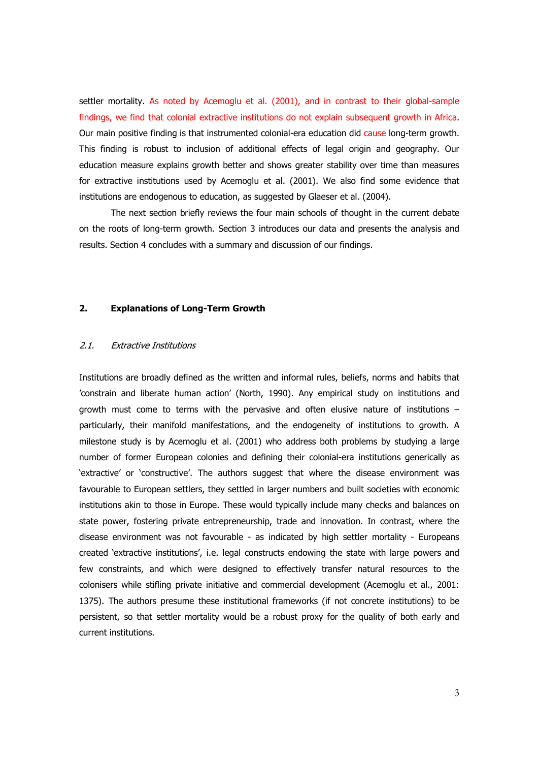settler mortality. As noted by Acemoglu et al. (2001), and in contrast to their global-sample findings, we find that colonial extractive institutions do not explain subsequent growth in Africa. Our main positive finding is that instrumented colonial-era education did cause long-term growth. This finding is robust to inclusion of additional effects of legal origin and geography. Our education measure explains growth better and shows greater stability over time than measures for extractive institutions used by Acemoglu et al. (2001). We also find some evidence that institutions are endogenous to education, as suggested by Glaeser et al. (2004).

The next section briefly reviews the four main schools of thought in the current debate on the roots of long-term growth. Section 3 introduces our data and presents the analysis and results. Section 4 concludes with a summary and discussion of our findings.

## 2. Explanations of Long-Term Growth

### *2.1. Extractive Institutions*

Institutions are broadly defined as the written and informal rules, beliefs, norms and habits that 'constrain and liberate human action' (North, 1990). Any empirical study on institutions and growth must come to terms with the pervasive and often elusive nature of institutions – particularly, their manifold manifestations, and the endogeneity of institutions to growth. A milestone study is by Acemoglu et al. (2001) who address both problems by studying a large number of former European colonies and defining their colonial-era institutions generically as 'extractive' or 'constructive'. The authors suggest that where the disease environment was favourable to European settlers, they settled in larger numbers and built societies with economic institutions akin to those in Europe. These would typically include many checks and balances on state power, fostering private entrepreneurship, trade and innovation. In contrast, where the disease environment was not favourable - as indicated by high settler mortality - Europeans created 'extractive institutions', i.e. legal constructs endowing the state with large powers and few constraints, and which were designed to effectively transfer natural resources to the colonisers while stifling private initiative and commercial development (Acemoglu et al., 2001: 1375). The authors presume these institutional frameworks (if not concrete institutions) to be persistent, so that settler mortality would be a robust proxy for the quality of both early and current institutions.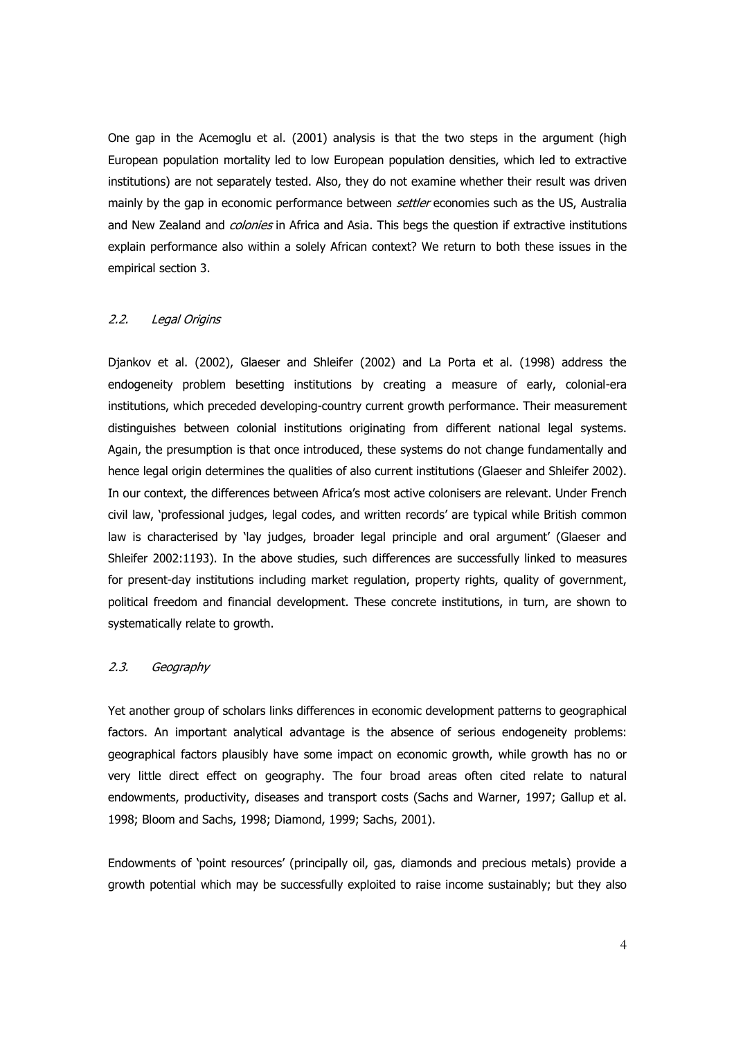One gap in the Acemoglu et al. (2001) analysis is that the two steps in the argument (high European population mortality led to low European population densities, which led to extractive institutions) are not separately tested. Also, they do not examine whether their result was driven mainly by the gap in economic performance between *settler* economies such as the US, Australia and New Zealand and *colonies* in Africa and Asia. This begs the question if extractive institutions explain performance also within a solely African context? We return to both these issues in the empirical section 3.

### *2.2. Legal Origins*

Djankov et al. (2002), Glaeser and Shleifer (2002) and La Porta et al. (1998) address the endogeneity problem besetting institutions by creating a measure of early, colonial-era institutions, which preceded developing-country current growth performance. Their measurement distinguishes between colonial institutions originating from different national legal systems. Again, the presumption is that once introduced, these systems do not change fundamentally and hence legal origin determines the qualities of also current institutions (Glaeser and Shleifer 2002). In our context, the differences between Africa's most active colonisers are relevant. Under French civil law, 'professional judges, legal codes, and written records' are typical while British common law is characterised by 'lay judges, broader legal principle and oral argument' (Glaeser and Shleifer 2002:1193). In the above studies, such differences are successfully linked to measures for present-day institutions including market regulation, property rights, quality of government, political freedom and financial development. These concrete institutions, in turn, are shown to systematically relate to growth.

### *2.3. Geography*

Yet another group of scholars links differences in economic development patterns to geographical factors. An important analytical advantage is the absence of serious endogeneity problems: geographical factors plausibly have some impact on economic growth, while growth has no or very little direct effect on geography. The four broad areas often cited relate to natural endowments, productivity, diseases and transport costs (Sachs and Warner, 1997; Gallup et al. 1998; Bloom and Sachs, 1998; Diamond, 1999; Sachs, 2001).

Endowments of 'point resources' (principally oil, gas, diamonds and precious metals) provide a growth potential which may be successfully exploited to raise income sustainably; but they also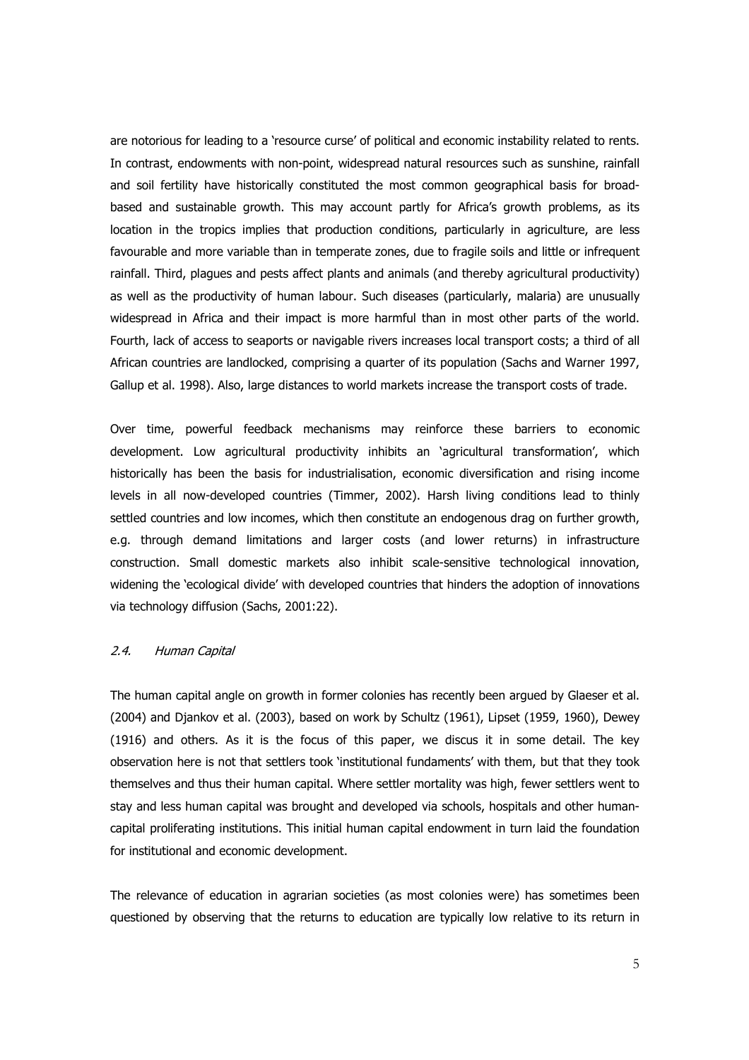are notorious for leading to a 'resource curse' of political and economic instability related to rents. In contrast, endowments with non-point, widespread natural resources such as sunshine, rainfall and soil fertility have historically constituted the most common geographical basis for broad-based and sustainable growth. This may account partly for Africa's growth problems, as its location in the tropics implies that production conditions, particularly in agriculture, are less favourable and more variable than in temperate zones, due to fragile soils and little or infrequent rainfall. Third, plagues and pests affect plants and animals (and thereby agricultural productivity) as well as the productivity of human labour. Such diseases (particularly, malaria) are unusually widespread in Africa and their impact is more harmful than in most other parts of the world. Fourth, lack of access to seaports or navigable rivers increases local transport costs; a third of all African countries are landlocked, comprising a quarter of its population (Sachs and Warner 1997, Gallup et al. 1998). Also, large distances to world markets increase the transport costs of trade.

Over time, powerful feedback mechanisms may reinforce these barriers to economic development. Low agricultural productivity inhibits an 'agricultural transformation', which historically has been the basis for industrialisation, economic diversification and rising income levels in all now-developed countries (Timmer, 2002). Harsh living conditions lead to thinly settled countries and low incomes, which then constitute an endogenous drag on further growth, e.g. through demand limitations and larger costs (and lower returns) in infrastructure construction. Small domestic markets also inhibit scale-sensitive technological innovation, widening the 'ecological divide' with developed countries that hinders the adoption of innovations via technology diffusion (Sachs, 2001:22).

### *2.4. Human Capital*

The human capital angle on growth in former colonies has recently been argued by Glaeser et al. (2004) and Djankov et al. (2003), based on work by Schultz (1961), Lipset (1959, 1960), Dewey (1916) and others. As it is the focus of this paper, we discus it in some detail. The key observation here is not that settlers took 'institutional fundaments' with them, but that they took themselves and thus their human capital. Where settler mortality was high, fewer settlers went to stay and less human capital was brought and developed via schools, hospitals and other human-capital proliferating institutions. This initial human capital endowment in turn laid the foundation for institutional and economic development.

The relevance of education in agrarian societies (as most colonies were) has sometimes been questioned by observing that the returns to education are typically low relative to its return in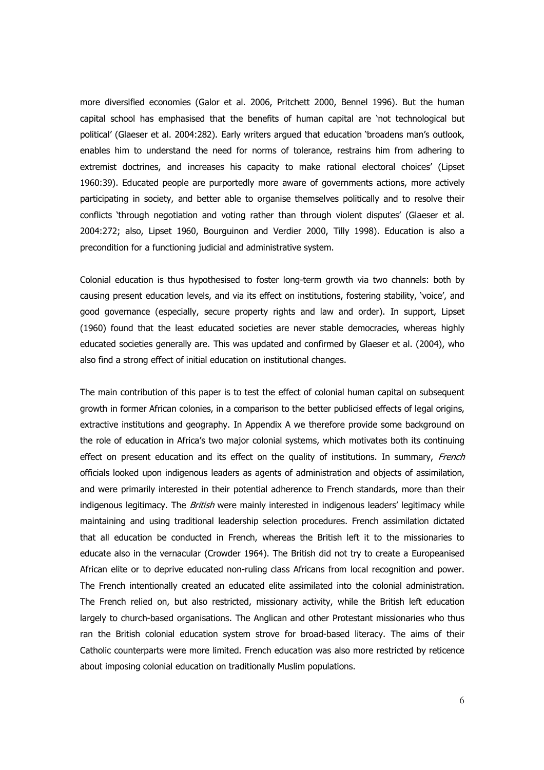more diversified economies (Galor et al. 2006, Pritchett 2000, Bennel 1996). But the human capital school has emphasised that the benefits of human capital are 'not technological but political' (Glaeser et al. 2004:282). Early writers argued that education 'broadens man's outlook, enables him to understand the need for norms of tolerance, restrains him from adhering to extremist doctrines, and increases his capacity to make rational electoral choices' (Lipset 1960:39). Educated people are purportedly more aware of governments actions, more actively participating in society, and better able to organise themselves politically and to resolve their conflicts 'through negotiation and voting rather than through violent disputes' (Glaeser et al. 2004:272; also, Lipset 1960, Bourguinon and Verdier 2000, Tilly 1998). Education is also a precondition for a functioning judicial and administrative system.

Colonial education is thus hypothesised to foster long-term growth via two channels: both by causing present education levels, and via its effect on institutions, fostering stability, 'voice', and good governance (especially, secure property rights and law and order). In support, Lipset (1960) found that the least educated societies are never stable democracies, whereas highly educated societies generally are. This was updated and confirmed by Glaeser et al. (2004), who also find a strong effect of initial education on institutional changes.

The main contribution of this paper is to test the effect of colonial human capital on subsequent growth in former African colonies, in a comparison to the better publicised effects of legal origins, extractive institutions and geography. In Appendix A we therefore provide some background on the role of education in Africa's two major colonial systems, which motivates both its continuing effect on present education and its effect on the quality of institutions. In summary, *French* officials looked upon indigenous leaders as agents of administration and objects of assimilation, and were primarily interested in their potential adherence to French standards, more than their indigenous legitimacy. The *British* were mainly interested in indigenous leaders' legitimacy while maintaining and using traditional leadership selection procedures. French assimilation dictated that all education be conducted in French, whereas the British left it to the missionaries to educate also in the vernacular (Crowder 1964). The British did not try to create a Europeanised African elite or to deprive educated non-ruling class Africans from local recognition and power. The French intentionally created an educated elite assimilated into the colonial administration. The French relied on, but also restricted, missionary activity, while the British left education largely to church-based organisations. The Anglican and other Protestant missionaries who thus ran the British colonial education system strove for broad-based literacy. The aims of their Catholic counterparts were more limited. French education was also more restricted by reticence about imposing colonial education on traditionally Muslim populations.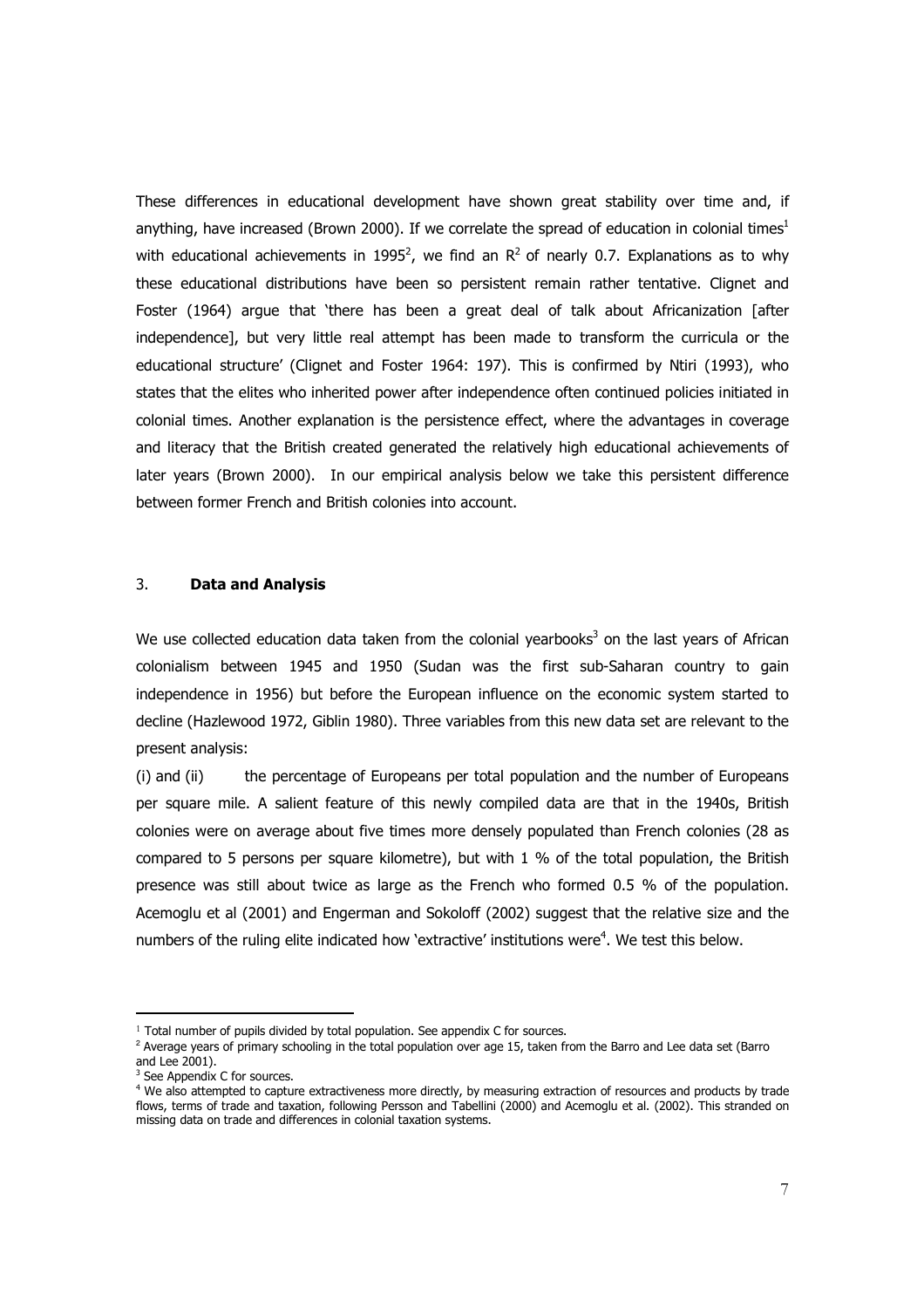These differences in educational development have shown great stability over time and, if anything, have increased (Brown 2000). If we correlate the spread of education in colonial times[1] with educational achievements in 1995[2], we find an $R^2$ of nearly 0.7. Explanations as to why these educational distributions have been so persistent remain rather tentative. Clignet and Foster (1964) argue that 'there has been a great deal of talk about Africanization [after independence], but very little real attempt has been made to transform the curricula or the educational structure' (Clignet and Foster 1964: 197). This is confirmed by Ntiri (1993), who states that the elites who inherited power after independence often continued policies initiated in colonial times. Another explanation is the persistence effect, where the advantages in coverage and literacy that the British created generated the relatively high educational achievements of later years (Brown 2000). In our empirical analysis below we take this persistent difference between former French and British colonies into account.

## 3. **Data and Analysis**

We use collected education data taken from the colonial yearbooks[3] on the last years of African colonialism between 1945 and 1950 (Sudan was the first sub-Saharan country to gain independence in 1956) but before the European influence on the economic system started to decline (Hazlewood 1972, Giblin 1980). Three variables from this new data set are relevant to the present analysis:

(i) and (ii) the percentage of Europeans per total population and the number of Europeans per square mile. A salient feature of this newly compiled data are that in the 1940s, British colonies were on average about five times more densely populated than French colonies (28 as compared to 5 persons per square kilometre), but with 1 % of the total population, the British presence was still about twice as large as the French who formed 0.5 % of the population. Acemoglu et al (2001) and Engerman and Sokoloff (2002) suggest that the relative size and the numbers of the ruling elite indicated how 'extractive' institutions were[4]. We test this below.

---

[1] Total number of pupils divided by total population. See appendix C for sources.

[2] Average years of primary schooling in the total population over age 15, taken from the Barro and Lee data set (Barro and Lee 2001).

[3] See Appendix C for sources.

[4] We also attempted to capture extractiveness more directly, by measuring extraction of resources and products by trade flows, terms of trade and taxation, following Persson and Tabellini (2000) and Acemoglu et al. (2002). This stranded on missing data on trade and differences in colonial taxation systems.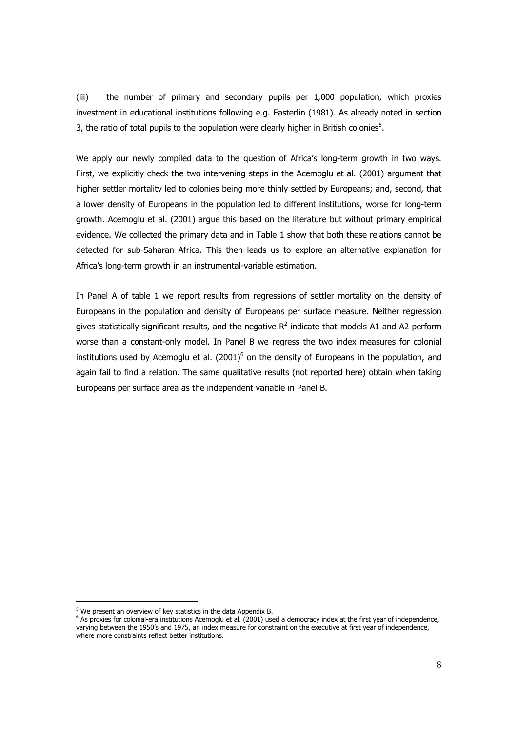(iii) the number of primary and secondary pupils per 1,000 population, which proxies investment in educational institutions following e.g. Easterlin (1981). As already noted in section 3, the ratio of total pupils to the population were clearly higher in British colonies[5].

We apply our newly compiled data to the question of Africa's long-term growth in two ways. First, we explicitly check the two intervening steps in the Acemoglu et al. (2001) argument that higher settler mortality led to colonies being more thinly settled by Europeans; and, second, that a lower density of Europeans in the population led to different institutions, worse for long-term growth. Acemoglu et al. (2001) argue this based on the literature but without primary empirical evidence. We collected the primary data and in Table 1 show that both these relations cannot be detected for sub-Saharan Africa. This then leads us to explore an alternative explanation for Africa's long-term growth in an instrumental-variable estimation.

In Panel A of table 1 we report results from regressions of settler mortality on the density of Europeans in the population and density of Europeans per surface measure. Neither regression gives statistically significant results, and the negative $R^2$ indicate that models A1 and A2 perform worse than a constant-only model. In Panel B we regress the two index measures for colonial institutions used by Acemoglu et al. (2001)[6] on the density of Europeans in the population, and again fail to find a relation. The same qualitative results (not reported here) obtain when taking Europeans per surface area as the independent variable in Panel B.

---

[5] We present an overview of key statistics in the data Appendix B.

[6] As proxies for colonial-era institutions Acemoglu et al. (2001) used a democracy index at the first year of independence, varying between the 1950's and 1975, an index measure for constraint on the executive at first year of independence, where more constraints reflect better institutions.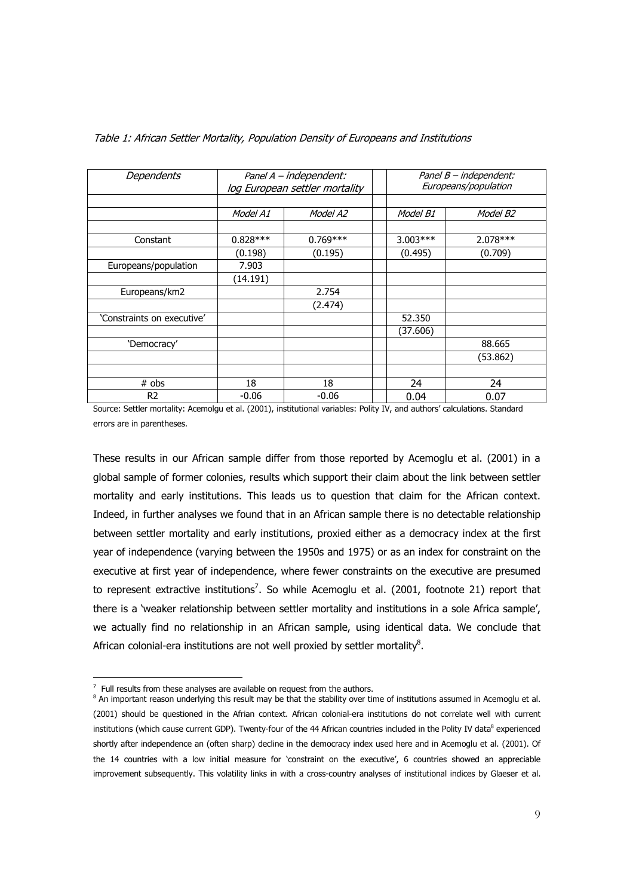*Table 1: African Settler Mortality, Population Density of Europeans and Institutions*

| *Dependents* | *Panel A – independent: log European settler mortality* | | *Panel B – independent: Europeans/population* | |
|---|---|---|---|---|
| | *Model A1* | *Model A2* | *Model B1* | *Model B2* |
| Constant | 0.828*** | 0.769*** | 3.003*** | 2.078*** |
| | (0.198) | (0.195) | (0.495) | (0.709) |
| Europeans/population | 7.903 | | | |
| | (14.191) | | | |
| Europeans/km2 | | 2.754 | | |
| | | (2.474) | | |
| 'Constraints on executive' | | | 52.350 | |
| | | | (37.606) | |
| 'Democracy' | | | | 88.665 |
| | | | | (53.862) |
| # obs | 18 | 18 | 24 | 24 |
| R2 | -0.06 | -0.06 | 0.04 | 0.07 |

Source: Settler mortality: Acemolgu et al. (2001), institutional variables: Polity IV, and authors' calculations. Standard errors are in parentheses.

These results in our African sample differ from those reported by Acemoglu et al. (2001) in a global sample of former colonies, results which support their claim about the link between settler mortality and early institutions. This leads us to question that claim for the African context. Indeed, in further analyses we found that in an African sample there is no detectable relationship between settler mortality and early institutions, proxied either as a democracy index at the first year of independence (varying between the 1950s and 1975) or as an index for constraint on the executive at first year of independence, where fewer constraints on the executive are presumed to represent extractive institutions[7]. So while Acemoglu et al. (2001, footnote 21) report that there is a 'weaker relationship between settler mortality and institutions in a sole Africa sample', we actually find no relationship in an African sample, using identical data. We conclude that African colonial-era institutions are not well proxied by settler mortality[8].

[7] Full results from these analyses are available on request from the authors.

[8] An important reason underlying this result may be that the stability over time of institutions assumed in Acemoglu et al. (2001) should be questioned in the Afrian context. African colonial-era institutions do not correlate well with current institutions (which cause current GDP). Twenty-four of the 44 African countries included in the Polity IV data[8] experienced shortly after independence an (often sharp) decline in the democracy index used here and in Acemoglu et al. (2001). Of the 14 countries with a low initial measure for 'constraint on the executive', 6 countries showed an appreciable improvement subsequently. This volatility links in with a cross-country analyses of institutional indices by Glaeser et al.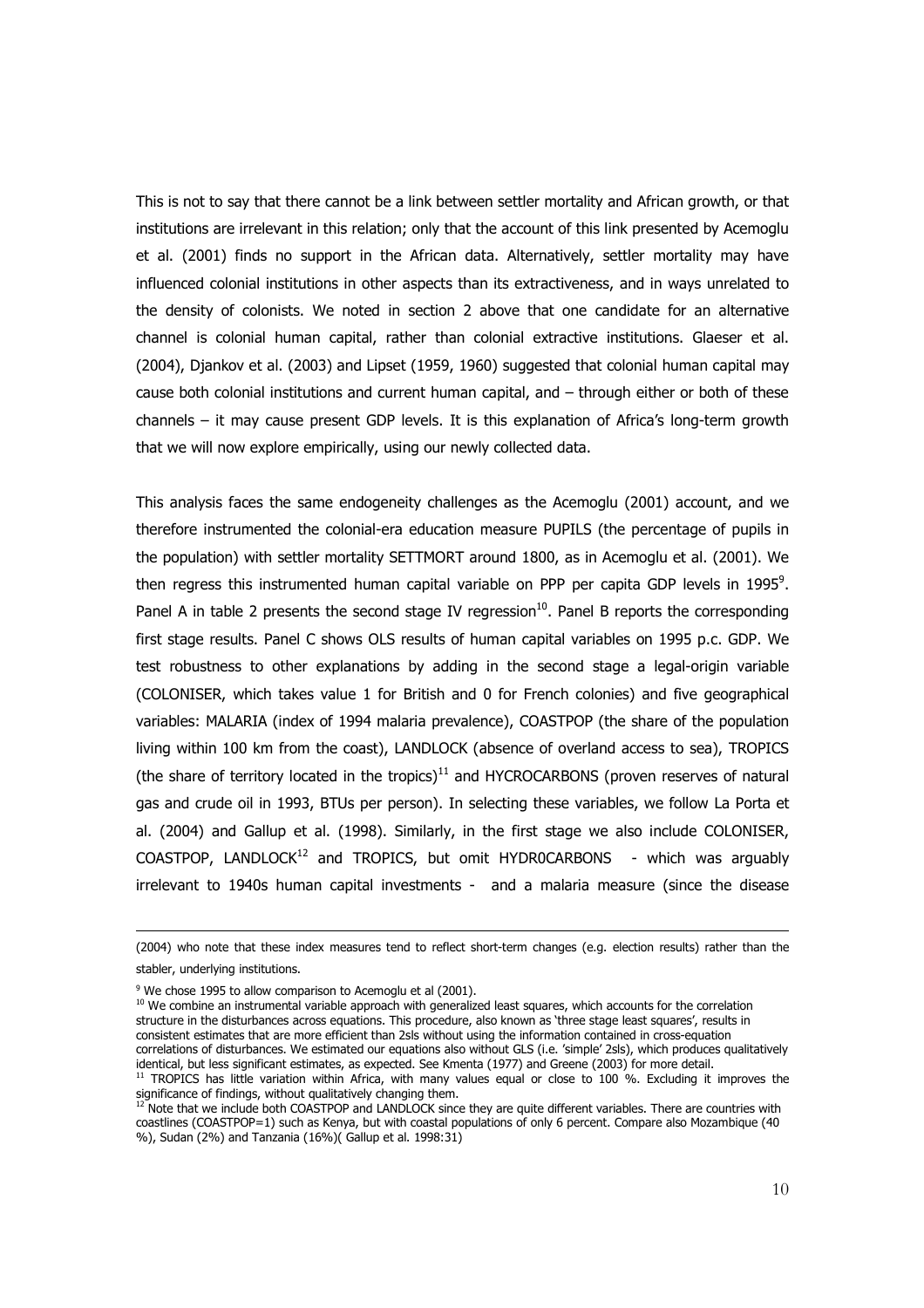This is not to say that there cannot be a link between settler mortality and African growth, or that institutions are irrelevant in this relation; only that the account of this link presented by Acemoglu et al. (2001) finds no support in the African data. Alternatively, settler mortality may have influenced colonial institutions in other aspects than its extractiveness, and in ways unrelated to the density of colonists. We noted in section 2 above that one candidate for an alternative channel is colonial human capital, rather than colonial extractive institutions. Glaeser et al. (2004), Djankov et al. (2003) and Lipset (1959, 1960) suggested that colonial human capital may cause both colonial institutions and current human capital, and – through either or both of these channels – it may cause present GDP levels. It is this explanation of Africa's long-term growth that we will now explore empirically, using our newly collected data.

This analysis faces the same endogeneity challenges as the Acemoglu (2001) account, and we therefore instrumented the colonial-era education measure PUPILS (the percentage of pupils in the population) with settler mortality SETTMORT around 1800, as in Acemoglu et al. (2001). We then regress this instrumented human capital variable on PPP per capita GDP levels in 1995[9]. Panel A in table 2 presents the second stage IV regression[10]. Panel B reports the corresponding first stage results. Panel C shows OLS results of human capital variables on 1995 p.c. GDP. We test robustness to other explanations by adding in the second stage a legal-origin variable (COLONISER, which takes value 1 for British and 0 for French colonies) and five geographical variables: MALARIA (index of 1994 malaria prevalence), COASTPOP (the share of the population living within 100 km from the coast), LANDLOCK (absence of overland access to sea), TROPICS (the share of territory located in the tropics)[11] and HYCROCARBONS (proven reserves of natural gas and crude oil in 1993, BTUs per person). In selecting these variables, we follow La Porta et al. (2004) and Gallup et al. (1998). Similarly, in the first stage we also include COLONISER, COASTPOP, LANDLOCK[12] and TROPICS, but omit HYDR0CARBONS - which was arguably irrelevant to 1940s human capital investments - and a malaria measure (since the disease

---

(2004) who note that these index measures tend to reflect short-term changes (e.g. election results) rather than the stabler, underlying institutions.

[9] We chose 1995 to allow comparison to Acemoglu et al (2001).

[10] We combine an instrumental variable approach with generalized least squares, which accounts for the correlation structure in the disturbances across equations. This procedure, also known as 'three stage least squares', results in consistent estimates that are more efficient than 2sls without using the information contained in cross-equation correlations of disturbances. We estimated our equations also without GLS (i.e. 'simple' 2sls), which produces qualitatively identical, but less significant estimates, as expected. See Kmenta (1977) and Greene (2003) for more detail.

[11] TROPICS has little variation within Africa, with many values equal or close to 100 %. Excluding it improves the significance of findings, without qualitatively changing them.

[12] Note that we include both COASTPOP and LANDLOCK since they are quite different variables. There are countries with coastlines (COASTPOP=1) such as Kenya, but with coastal populations of only 6 percent. Compare also Mozambique (40 %), Sudan (2%) and Tanzania (16%)( Gallup et al. 1998:31)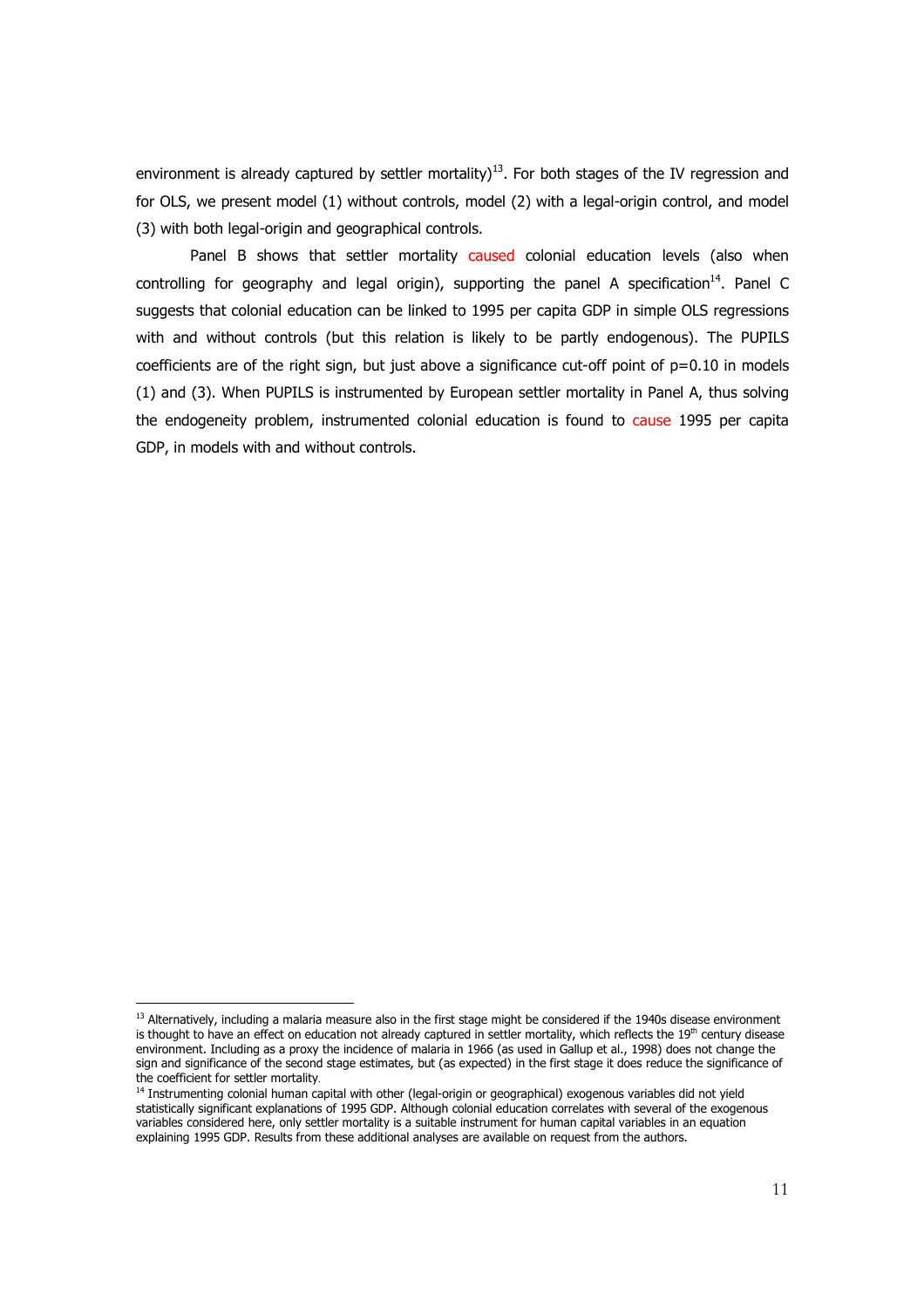environment is already captured by settler mortality)[13]. For both stages of the IV regression and for OLS, we present model (1) without controls, model (2) with a legal-origin control, and model (3) with both legal-origin and geographical controls.

Panel B shows that settler mortality caused colonial education levels (also when controlling for geography and legal origin), supporting the panel A specification[14]. Panel C suggests that colonial education can be linked to 1995 per capita GDP in simple OLS regressions with and without controls (but this relation is likely to be partly endogenous). The PUPILS coefficients are of the right sign, but just above a significance cut-off point of p=0.10 in models (1) and (3). When PUPILS is instrumented by European settler mortality in Panel A, thus solving the endogeneity problem, instrumented colonial education is found to cause 1995 per capita GDP, in models with and without controls.

---

[13] Alternatively, including a malaria measure also in the first stage might be considered if the 1940s disease environment is thought to have an effect on education not already captured in settler mortality, which reflects the 19th century disease environment. Including as a proxy the incidence of malaria in 1966 (as used in Gallup et al., 1998) does not change the sign and significance of the second stage estimates, but (as expected) in the first stage it does reduce the significance of the coefficient for settler mortality.

[14] Instrumenting colonial human capital with other (legal-origin or geographical) exogenous variables did not yield statistically significant explanations of 1995 GDP. Although colonial education correlates with several of the exogenous variables considered here, only settler mortality is a suitable instrument for human capital variables in an equation explaining 1995 GDP. Results from these additional analyses are available on request from the authors.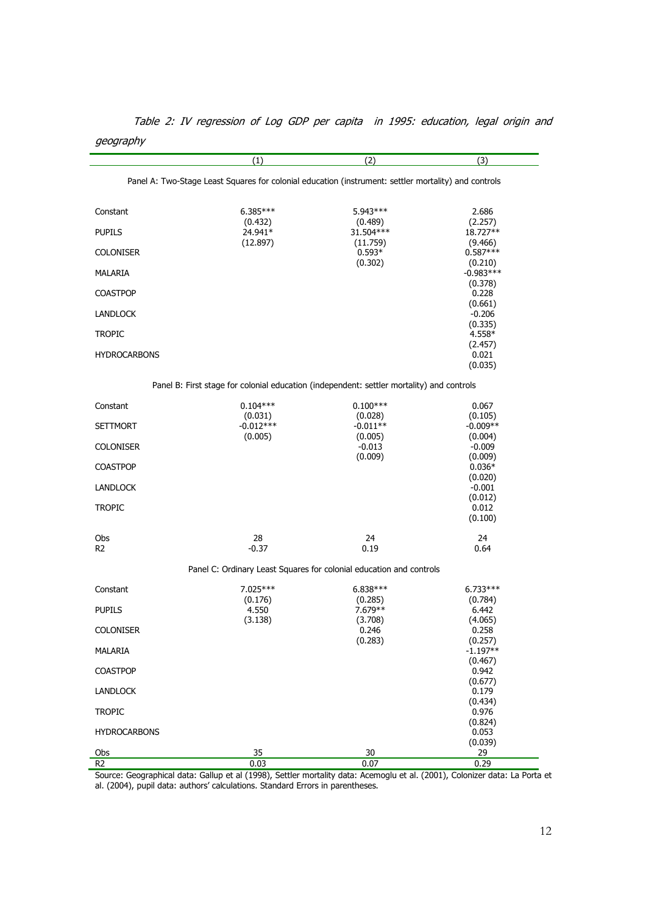*Table 2: IV regression of Log GDP per capita in 1995: education, legal origin and geography*

| | (1) | (2) | (3) |
|---|---|---|---|
| **Panel A: Two-Stage Least Squares for colonial education (instrument: settler mortality) and controls** | | | |
| Constant | 6.385*** | 5.943*** | 2.686 |
| | (0.432) | (0.489) | (2.257) |
| PUPILS | 24.941* | 31.504*** | 18.727** |
| | (12.897) | (11.759) | (9.466) |
| COLONISER | | 0.593* | 0.587*** |
| | | (0.302) | (0.210) |
| MALARIA | | | -0.983*** |
| | | | (0.378) |
| COASTPOP | | | 0.228 |
| | | | (0.661) |
| LANDLOCK | | | -0.206 |
| | | | (0.335) |
| TROPIC | | | 4.558* |
| | | | (2.457) |
| HYDROCARBONS | | | 0.021 |
| | | | (0.035) |
| **Panel B: First stage for colonial education (independent: settler mortality) and controls** | | | |
| Constant | 0.104*** | 0.100*** | 0.067 |
| | (0.031) | (0.028) | (0.105) |
| SETTMORT | -0.012*** | -0.011** | -0.009** |
| | (0.005) | (0.005) | (0.004) |
| COLONISER | | -0.013 | -0.009 |
| | | (0.009) | (0.009) |
| COASTPOP | | | 0.036* |
| | | | (0.020) |
| LANDLOCK | | | -0.001 |
| | | | (0.012) |
| TROPIC | | | 0.012 |
| | | | (0.100) |
| Obs | 28 | 24 | 24 |
| R2 | -0.37 | 0.19 | 0.64 |
| **Panel C: Ordinary Least Squares for colonial education and controls** | | | |
| Constant | 7.025*** | 6.838*** | 6.733*** |
| | (0.176) | (0.285) | (0.784) |
| PUPILS | 4.550 | 7.679** | 6.442 |
| | (3.138) | (3.708) | (4.065) |
| COLONISER | | 0.246 | 0.258 |
| | | (0.283) | (0.257) |
| MALARIA | | | -1.197** |
| | | | (0.467) |
| COASTPOP | | | 0.942 |
| | | | (0.677) |
| LANDLOCK | | | 0.179 |
| | | | (0.434) |
| TROPIC | | | 0.976 |
| | | | (0.824) |
| HYDROCARBONS | | | 0.053 |
| | | | (0.039) |
| Obs | 35 | 30 | 29 |
| R2 | 0.03 | 0.07 | 0.29 |

Source: Geographical data: Gallup et al (1998), Settler mortality data: Acemoglu et al. (2001), Colonizer data: La Porta et al. (2004), pupil data: authors' calculations. Standard Errors in parentheses.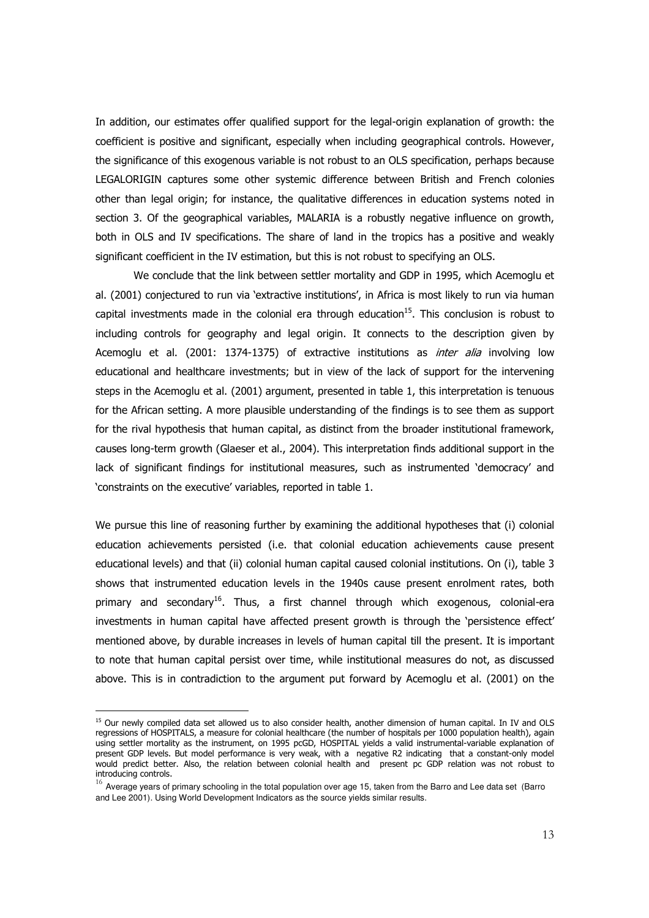In addition, our estimates offer qualified support for the legal-origin explanation of growth: the coefficient is positive and significant, especially when including geographical controls. However, the significance of this exogenous variable is not robust to an OLS specification, perhaps because LEGALORIGIN captures some other systemic difference between British and French colonies other than legal origin; for instance, the qualitative differences in education systems noted in section 3. Of the geographical variables, MALARIA is a robustly negative influence on growth, both in OLS and IV specifications. The share of land in the tropics has a positive and weakly significant coefficient in the IV estimation, but this is not robust to specifying an OLS.

We conclude that the link between settler mortality and GDP in 1995, which Acemoglu et al. (2001) conjectured to run via 'extractive institutions', in Africa is most likely to run via human capital investments made in the colonial era through education[15]. This conclusion is robust to including controls for geography and legal origin. It connects to the description given by Acemoglu et al. (2001: 1374-1375) of extractive institutions as *inter alia* involving low educational and healthcare investments; but in view of the lack of support for the intervening steps in the Acemoglu et al. (2001) argument, presented in table 1, this interpretation is tenuous for the African setting. A more plausible understanding of the findings is to see them as support for the rival hypothesis that human capital, as distinct from the broader institutional framework, causes long-term growth (Glaeser et al., 2004). This interpretation finds additional support in the lack of significant findings for institutional measures, such as instrumented 'democracy' and 'constraints on the executive' variables, reported in table 1.

We pursue this line of reasoning further by examining the additional hypotheses that (i) colonial education achievements persisted (i.e. that colonial education achievements cause present educational levels) and that (ii) colonial human capital caused colonial institutions. On (i), table 3 shows that instrumented education levels in the 1940s cause present enrolment rates, both primary and secondary[16]. Thus, a first channel through which exogenous, colonial-era investments in human capital have affected present growth is through the 'persistence effect' mentioned above, by durable increases in levels of human capital till the present. It is important to note that human capital persist over time, while institutional measures do not, as discussed above. This is in contradiction to the argument put forward by Acemoglu et al. (2001) on the

---

[15] Our newly compiled data set allowed us to also consider health, another dimension of human capital. In IV and OLS regressions of HOSPITALS, a measure for colonial healthcare (the number of hospitals per 1000 population health), again using settler mortality as the instrument, on 1995 pcGD, HOSPITAL yields a valid instrumental-variable explanation of present GDP levels. But model performance is very weak, with a negative R2 indicating that a constant-only model would predict better. Also, the relation between colonial health and present pc GDP relation was not robust to introducing controls.

[16] Average years of primary schooling in the total population over age 15, taken from the Barro and Lee data set (Barro and Lee 2001). Using World Development Indicators as the source yields similar results.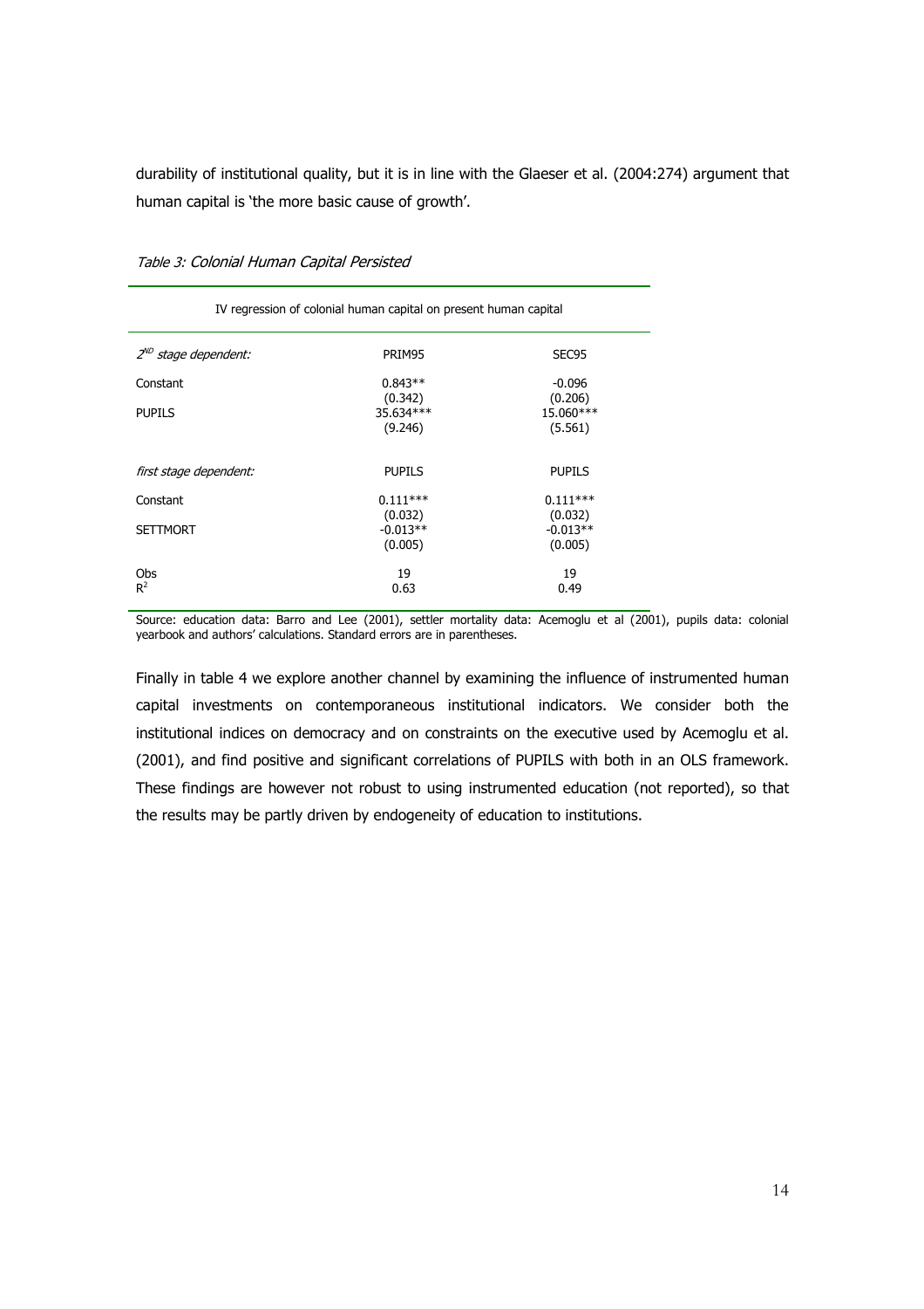durability of institutional quality, but it is in line with the Glaeser et al. (2004:274) argument that human capital is 'the more basic cause of growth'.

*Table 3: Colonial Human Capital Persisted*

| IV regression of colonial human capital on present human capital | | |
|---|---|---|
| *$2^{ND}$ stage dependent:* | PRIM95 | SEC95 |
| Constant | 0.843** | -0.096 |
| | (0.342) | (0.206) |
| PUPILS | 35.634*** | 15.060*** |
| | (9.246) | (5.561) |
| *first stage dependent:* | PUPILS | PUPILS |
| Constant | 0.111*** | 0.111*** |
| | (0.032) | (0.032) |
| SETTMORT | -0.013** | -0.013** |
| | (0.005) | (0.005) |
| Obs | 19 | 19 |
| $R^2$ | 0.63 | 0.49 |

Source: education data: Barro and Lee (2001), settler mortality data: Acemoglu et al (2001), pupils data: colonial yearbook and authors' calculations. Standard errors are in parentheses.

Finally in table 4 we explore another channel by examining the influence of instrumented human capital investments on contemporaneous institutional indicators. We consider both the institutional indices on democracy and on constraints on the executive used by Acemoglu et al. (2001), and find positive and significant correlations of PUPILS with both in an OLS framework. These findings are however not robust to using instrumented education (not reported), so that the results may be partly driven by endogeneity of education to institutions.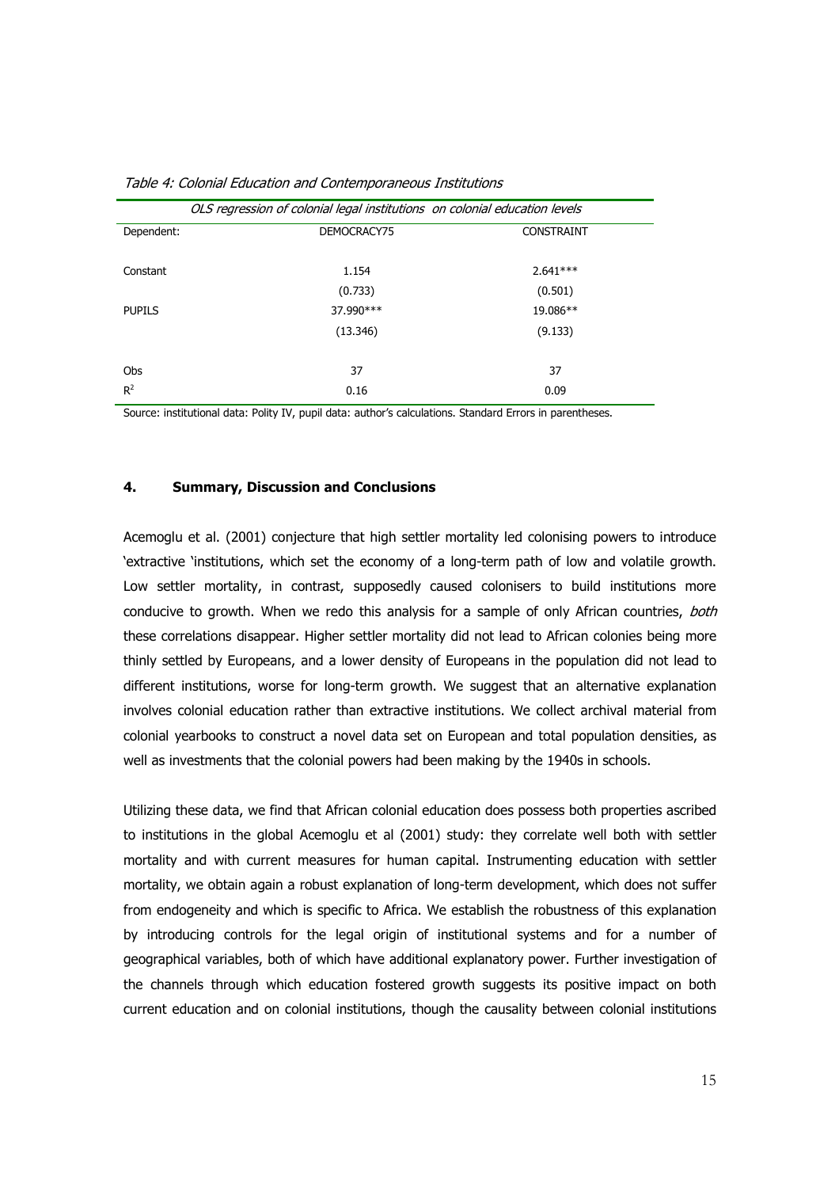*Table 4: Colonial Education and Contemporaneous Institutions*

| *OLS regression of colonial legal institutions on colonial education levels* | | |
|---|---|---|
| Dependent: | DEMOCRACY75 | CONSTRAINT |
| Constant | 1.154 | 2.641*** |
| | (0.733) | (0.501) |
| PUPILS | 37.990*** | 19.086** |
| | (13.346) | (9.133) |
| Obs | 37 | 37 |
| $R^2$ | 0.16 | 0.09 |

Source: institutional data: Polity IV, pupil data: author's calculations. Standard Errors in parentheses.

## 4. Summary, Discussion and Conclusions

Acemoglu et al. (2001) conjecture that high settler mortality led colonising powers to introduce 'extractive 'institutions, which set the economy of a long-term path of low and volatile growth. Low settler mortality, in contrast, supposedly caused colonisers to build institutions more conducive to growth. When we redo this analysis for a sample of only African countries, *both* these correlations disappear. Higher settler mortality did not lead to African colonies being more thinly settled by Europeans, and a lower density of Europeans in the population did not lead to different institutions, worse for long-term growth. We suggest that an alternative explanation involves colonial education rather than extractive institutions. We collect archival material from colonial yearbooks to construct a novel data set on European and total population densities, as well as investments that the colonial powers had been making by the 1940s in schools.

Utilizing these data, we find that African colonial education does possess both properties ascribed to institutions in the global Acemoglu et al (2001) study: they correlate well both with settler mortality and with current measures for human capital. Instrumenting education with settler mortality, we obtain again a robust explanation of long-term development, which does not suffer from endogeneity and which is specific to Africa. We establish the robustness of this explanation by introducing controls for the legal origin of institutional systems and for a number of geographical variables, both of which have additional explanatory power. Further investigation of the channels through which education fostered growth suggests its positive impact on both current education and on colonial institutions, though the causality between colonial institutions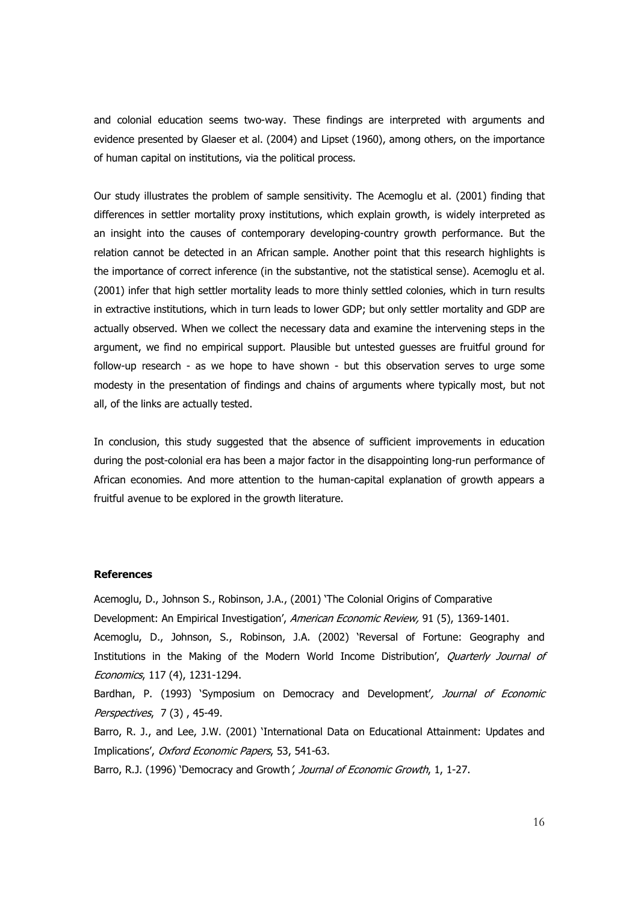and colonial education seems two-way. These findings are interpreted with arguments and evidence presented by Glaeser et al. (2004) and Lipset (1960), among others, on the importance of human capital on institutions, via the political process.

Our study illustrates the problem of sample sensitivity. The Acemoglu et al. (2001) finding that differences in settler mortality proxy institutions, which explain growth, is widely interpreted as an insight into the causes of contemporary developing-country growth performance. But the relation cannot be detected in an African sample. Another point that this research highlights is the importance of correct inference (in the substantive, not the statistical sense). Acemoglu et al. (2001) infer that high settler mortality leads to more thinly settled colonies, which in turn results in extractive institutions, which in turn leads to lower GDP; but only settler mortality and GDP are actually observed. When we collect the necessary data and examine the intervening steps in the argument, we find no empirical support. Plausible but untested guesses are fruitful ground for follow-up research - as we hope to have shown - but this observation serves to urge some modesty in the presentation of findings and chains of arguments where typically most, but not all, of the links are actually tested.

In conclusion, this study suggested that the absence of sufficient improvements in education during the post-colonial era has been a major factor in the disappointing long-run performance of African economies. And more attention to the human-capital explanation of growth appears a fruitful avenue to be explored in the growth literature.

**References**

Acemoglu, D., Johnson S., Robinson, J.A., (2001) 'The Colonial Origins of Comparative Development: An Empirical Investigation', *American Economic Review,* 91 (5), 1369-1401.

Acemoglu, D., Johnson, S., Robinson, J.A. (2002) 'Reversal of Fortune: Geography and Institutions in the Making of the Modern World Income Distribution', *Quarterly Journal of Economics*, 117 (4), 1231-1294.

Bardhan, P. (1993) 'Symposium on Democracy and Development', *Journal of Economic Perspectives*, 7 (3) , 45-49.

Barro, R. J., and Lee, J.W. (2001) 'International Data on Educational Attainment: Updates and Implications', *Oxford Economic Papers*, 53, 541-63.

Barro, R.J. (1996) 'Democracy and Growth', *Journal of Economic Growth*, 1, 1-27.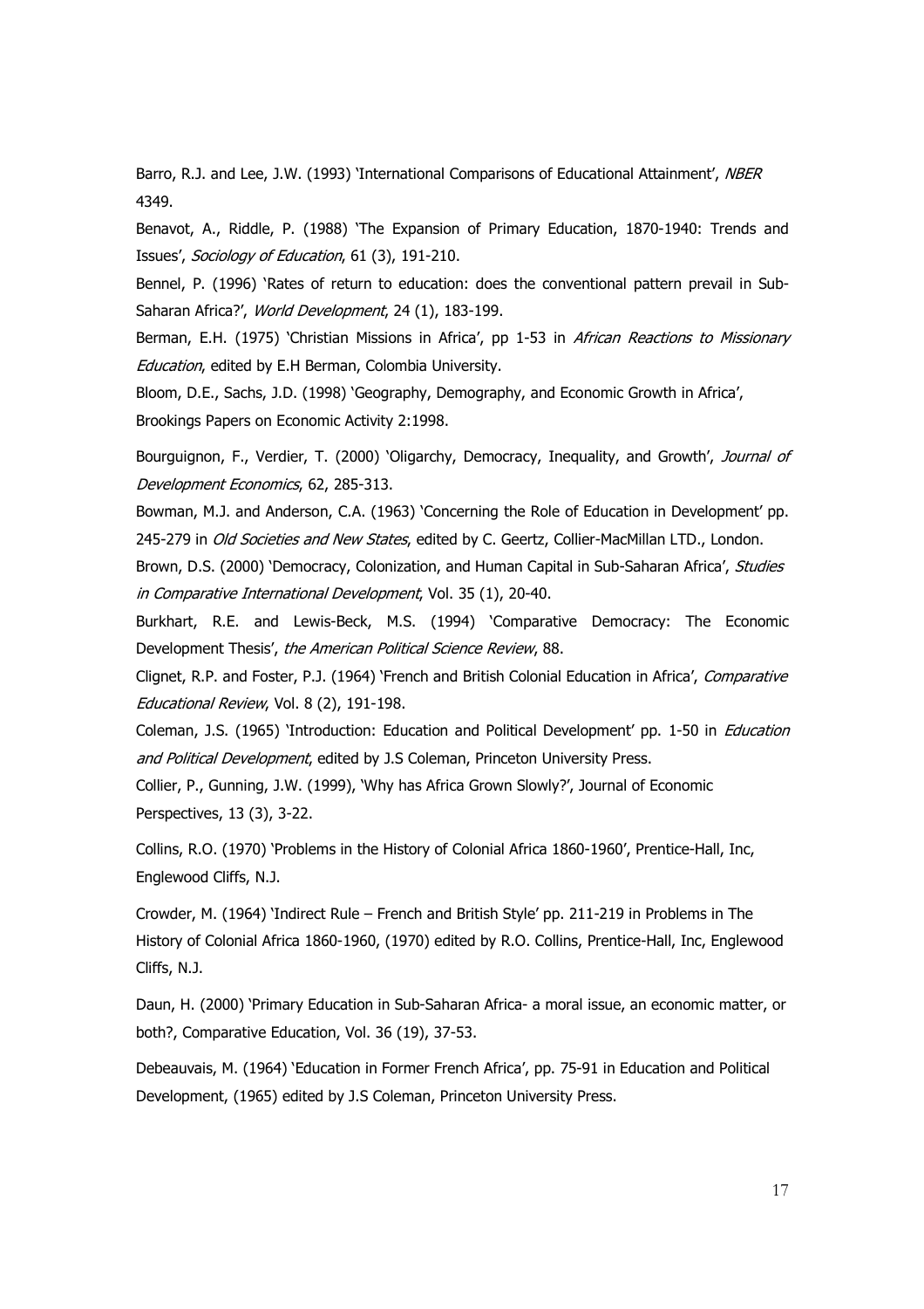Barro, R.J. and Lee, J.W. (1993) 'International Comparisons of Educational Attainment', *NBER* 4349.

Benavot, A., Riddle, P. (1988) 'The Expansion of Primary Education, 1870-1940: Trends and Issues', *Sociology of Education*, 61 (3), 191-210.

Bennel, P. (1996) 'Rates of return to education: does the conventional pattern prevail in Sub-Saharan Africa?', *World Development*, 24 (1), 183-199.

Berman, E.H. (1975) 'Christian Missions in Africa', pp 1-53 in *African Reactions to Missionary Education*, edited by E.H Berman, Colombia University.

Bloom, D.E., Sachs, J.D. (1998) 'Geography, Demography, and Economic Growth in Africa', Brookings Papers on Economic Activity 2:1998.

Bourguignon, F., Verdier, T. (2000) 'Oligarchy, Democracy, Inequality, and Growth', *Journal of Development Economics*, 62, 285-313.

Bowman, M.J. and Anderson, C.A. (1963) 'Concerning the Role of Education in Development' pp. 245-279 in *Old Societies and New States*, edited by C. Geertz, Collier-MacMillan LTD., London.

Brown, D.S. (2000) 'Democracy, Colonization, and Human Capital in Sub-Saharan Africa', *Studies in Comparative International Development*, Vol. 35 (1), 20-40.

Burkhart, R.E. and Lewis-Beck, M.S. (1994) 'Comparative Democracy: The Economic Development Thesis', *the American Political Science Review*, 88.

Clignet, R.P. and Foster, P.J. (1964) 'French and British Colonial Education in Africa', *Comparative Educational Review*, Vol. 8 (2), 191-198.

Coleman, J.S. (1965) 'Introduction: Education and Political Development' pp. 1-50 in *Education and Political Development*, edited by J.S Coleman, Princeton University Press.

Collier, P., Gunning, J.W. (1999), 'Why has Africa Grown Slowly?', Journal of Economic Perspectives, 13 (3), 3-22.

Collins, R.O. (1970) 'Problems in the History of Colonial Africa 1860-1960', Prentice-Hall, Inc, Englewood Cliffs, N.J.

Crowder, M. (1964) 'Indirect Rule – French and British Style' pp. 211-219 in Problems in The History of Colonial Africa 1860-1960, (1970) edited by R.O. Collins, Prentice-Hall, Inc, Englewood Cliffs, N.J.

Daun, H. (2000) 'Primary Education in Sub-Saharan Africa- a moral issue, an economic matter, or both?, Comparative Education, Vol. 36 (19), 37-53.

Debeauvais, M. (1964) 'Education in Former French Africa', pp. 75-91 in Education and Political Development, (1965) edited by J.S Coleman, Princeton University Press.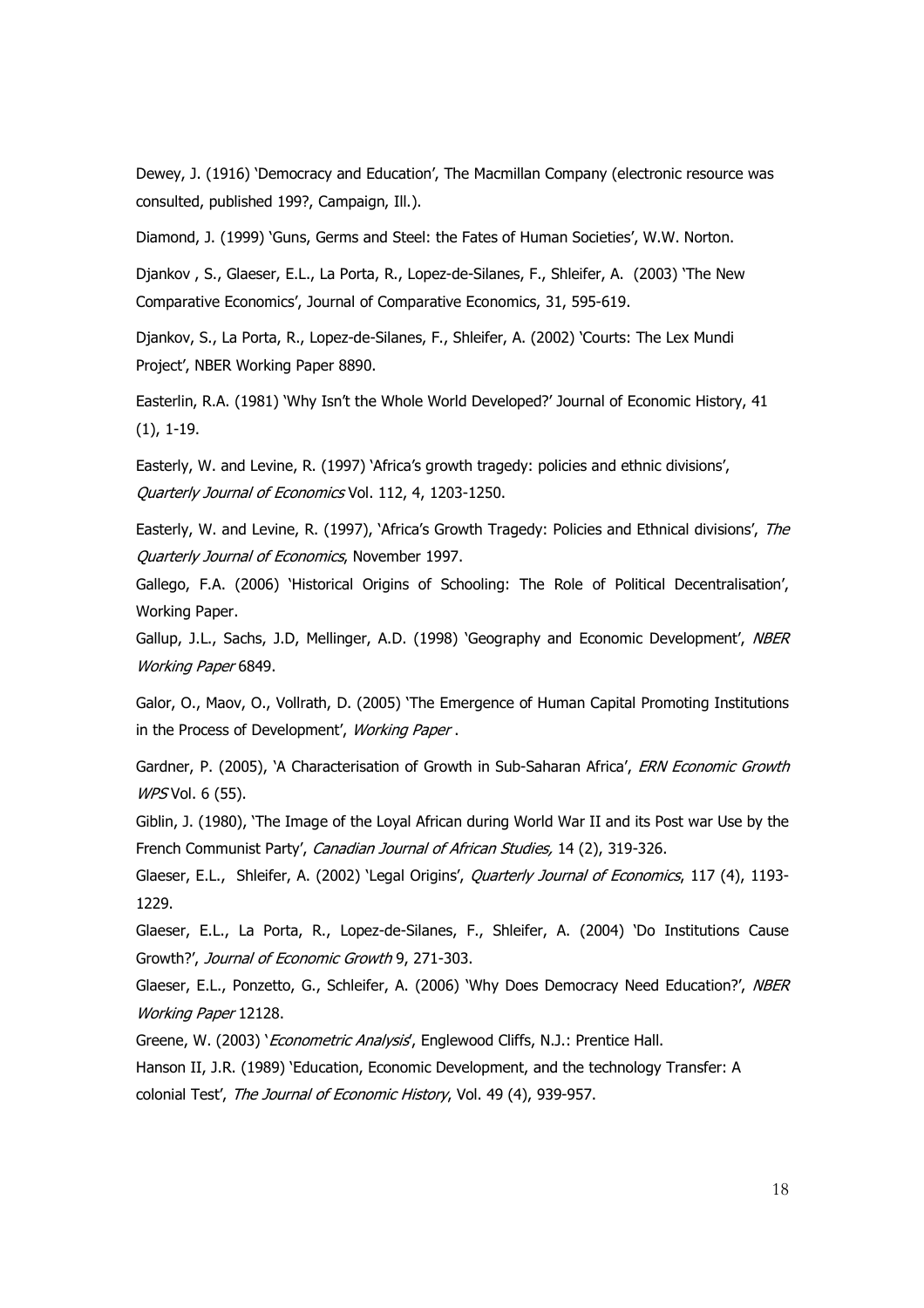Dewey, J. (1916) 'Democracy and Education', The Macmillan Company (electronic resource was consulted, published 199?, Campaign, Ill.).

Diamond, J. (1999) 'Guns, Germs and Steel: the Fates of Human Societies', W.W. Norton.

Djankov , S., Glaeser, E.L., La Porta, R., Lopez-de-Silanes, F., Shleifer, A. (2003) 'The New Comparative Economics', Journal of Comparative Economics, 31, 595-619.

Djankov, S., La Porta, R., Lopez-de-Silanes, F., Shleifer, A. (2002) 'Courts: The Lex Mundi Project', NBER Working Paper 8890.

Easterlin, R.A. (1981) 'Why Isn't the Whole World Developed?' Journal of Economic History, 41 (1), 1-19.

Easterly, W. and Levine, R. (1997) 'Africa's growth tragedy: policies and ethnic divisions', *Quarterly Journal of Economics* Vol. 112, 4, 1203-1250.

Easterly, W. and Levine, R. (1997), 'Africa's Growth Tragedy: Policies and Ethnical divisions', *The Quarterly Journal of Economics*, November 1997.

Gallego, F.A. (2006) 'Historical Origins of Schooling: The Role of Political Decentralisation', Working Paper.

Gallup, J.L., Sachs, J.D, Mellinger, A.D. (1998) 'Geography and Economic Development', *NBER Working Paper* 6849.

Galor, O., Maov, O., Vollrath, D. (2005) 'The Emergence of Human Capital Promoting Institutions in the Process of Development', *Working Paper* .

Gardner, P. (2005), 'A Characterisation of Growth in Sub-Saharan Africa', *ERN Economic Growth WPS* Vol. 6 (55).

Giblin, J. (1980), 'The Image of the Loyal African during World War II and its Post war Use by the French Communist Party', *Canadian Journal of African Studies,* 14 (2), 319-326.

Glaeser, E.L., Shleifer, A. (2002) 'Legal Origins', *Quarterly Journal of Economics*, 117 (4), 1193-1229.

Glaeser, E.L., La Porta, R., Lopez-de-Silanes, F., Shleifer, A. (2004) 'Do Institutions Cause Growth?', *Journal of Economic Growth* 9, 271-303.

Glaeser, E.L., Ponzetto, G., Schleifer, A. (2006) 'Why Does Democracy Need Education?', *NBER Working Paper* 12128.

Greene, W. (2003) '*Econometric Analysis*', Englewood Cliffs, N.J.: Prentice Hall.

Hanson II, J.R. (1989) 'Education, Economic Development, and the technology Transfer: A colonial Test', *The Journal of Economic History*, Vol. 49 (4), 939-957.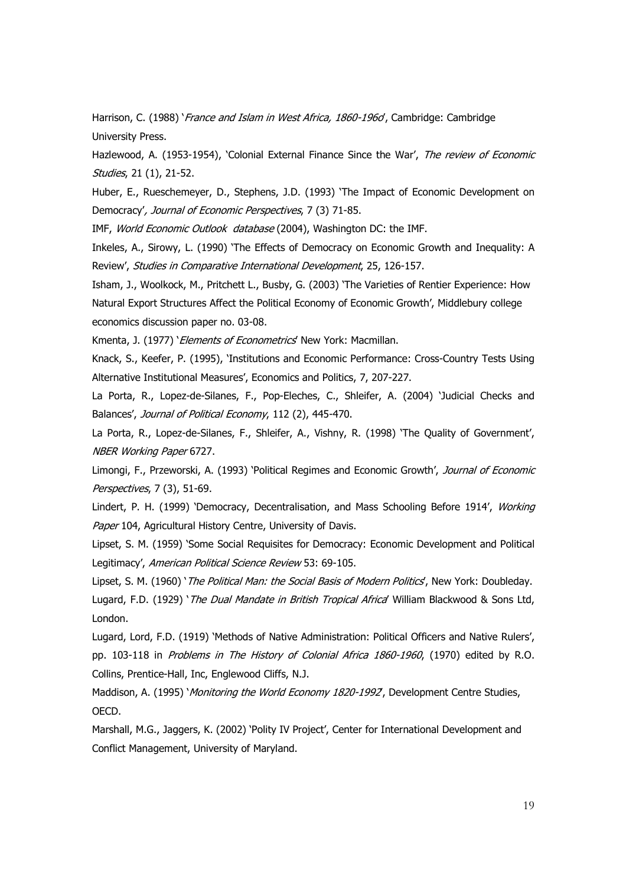Harrison, C. (1988) '*France and Islam in West Africa, 1860-1960*', Cambridge: Cambridge University Press.

Hazlewood, A. (1953-1954), 'Colonial External Finance Since the War', *The review of Economic Studies*, 21 (1), 21-52.

Huber, E., Rueschemeyer, D., Stephens, J.D. (1993) 'The Impact of Economic Development on Democracy', *Journal of Economic Perspectives*, 7 (3) 71-85.

IMF, *World Economic Outlook database* (2004), Washington DC: the IMF.

Inkeles, A., Sirowy, L. (1990) 'The Effects of Democracy on Economic Growth and Inequality: A Review', *Studies in Comparative International Development*, 25, 126-157.

Isham, J., Woolkock, M., Pritchett L., Busby, G. (2003) 'The Varieties of Rentier Experience: How Natural Export Structures Affect the Political Economy of Economic Growth', Middlebury college economics discussion paper no. 03-08.

Kmenta, J. (1977) '*Elements of Econometrics*' New York: Macmillan.

Knack, S., Keefer, P. (1995), 'Institutions and Economic Performance: Cross-Country Tests Using Alternative Institutional Measures', Economics and Politics, 7, 207-227.

La Porta, R., Lopez-de-Silanes, F., Pop-Eleches, C., Shleifer, A. (2004) 'Judicial Checks and Balances', *Journal of Political Economy*, 112 (2), 445-470.

La Porta, R., Lopez-de-Silanes, F., Shleifer, A., Vishny, R. (1998) 'The Quality of Government', *NBER Working Paper* 6727.

Limongi, F., Przeworski, A. (1993) 'Political Regimes and Economic Growth', *Journal of Economic Perspectives*, 7 (3), 51-69.

Lindert, P. H. (1999) 'Democracy, Decentralisation, and Mass Schooling Before 1914', *Working Paper* 104, Agricultural History Centre, University of Davis.

Lipset, S. M. (1959) 'Some Social Requisites for Democracy: Economic Development and Political Legitimacy', *American Political Science Review* 53: 69-105.

Lipset, S. M. (1960) '*The Political Man: the Social Basis of Modern Politics*', New York: Doubleday.

Lugard, F.D. (1929) '*The Dual Mandate in British Tropical Africa*' William Blackwood & Sons Ltd, London.

Lugard, Lord, F.D. (1919) 'Methods of Native Administration: Political Officers and Native Rulers', pp. 103-118 in *Problems in The History of Colonial Africa 1860-1960*, (1970) edited by R.O. Collins, Prentice-Hall, Inc, Englewood Cliffs, N.J.

Maddison, A. (1995) '*Monitoring the World Economy 1820-1992*', Development Centre Studies, OECD.

Marshall, M.G., Jaggers, K. (2002) 'Polity IV Project', Center for International Development and Conflict Management, University of Maryland.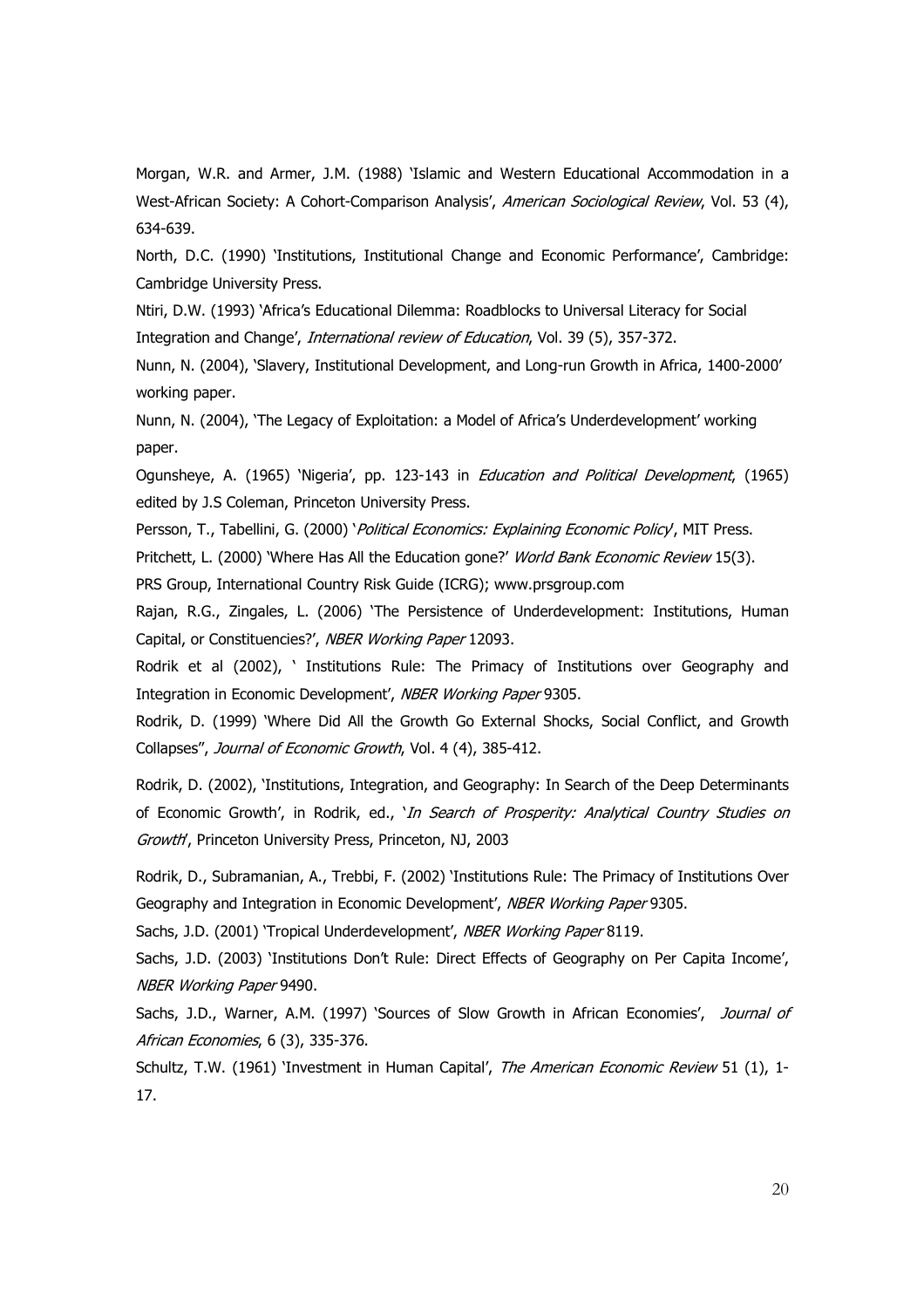Morgan, W.R. and Armer, J.M. (1988) 'Islamic and Western Educational Accommodation in a West-African Society: A Cohort-Comparison Analysis', *American Sociological Review*, Vol. 53 (4), 634-639.

North, D.C. (1990) 'Institutions, Institutional Change and Economic Performance', Cambridge: Cambridge University Press.

Ntiri, D.W. (1993) 'Africa's Educational Dilemma: Roadblocks to Universal Literacy for Social Integration and Change', *International review of Education*, Vol. 39 (5), 357-372.

Nunn, N. (2004), 'Slavery, Institutional Development, and Long-run Growth in Africa, 1400-2000' working paper.

Nunn, N. (2004), 'The Legacy of Exploitation: a Model of Africa's Underdevelopment' working paper.

Ogunsheye, A. (1965) 'Nigeria', pp. 123-143 in *Education and Political Development*, (1965) edited by J.S Coleman, Princeton University Press.

Persson, T., Tabellini, G. (2000) '*Political Economics: Explaining Economic Policy*', MIT Press.

Pritchett, L. (2000) 'Where Has All the Education gone?' *World Bank Economic Review* 15(3).

PRS Group, International Country Risk Guide (ICRG); www.prsgroup.com

Rajan, R.G., Zingales, L. (2006) 'The Persistence of Underdevelopment: Institutions, Human Capital, or Constituencies?', *NBER Working Paper* 12093.

Rodrik et al (2002), ' Institutions Rule: The Primacy of Institutions over Geography and Integration in Economic Development', *NBER Working Paper* 9305.

Rodrik, D. (1999) 'Where Did All the Growth Go External Shocks, Social Conflict, and Growth Collapses", *Journal of Economic Growth*, Vol. 4 (4), 385-412.

Rodrik, D. (2002), 'Institutions, Integration, and Geography: In Search of the Deep Determinants of Economic Growth', in Rodrik, ed., '*In Search of Prosperity: Analytical Country Studies on Growth*', Princeton University Press, Princeton, NJ, 2003

Rodrik, D., Subramanian, A., Trebbi, F. (2002) 'Institutions Rule: The Primacy of Institutions Over Geography and Integration in Economic Development', *NBER Working Paper* 9305.

Sachs, J.D. (2001) 'Tropical Underdevelopment', *NBER Working Paper* 8119.

Sachs, J.D. (2003) 'Institutions Don't Rule: Direct Effects of Geography on Per Capita Income', *NBER Working Paper* 9490.

Sachs, J.D., Warner, A.M. (1997) 'Sources of Slow Growth in African Economies', *Journal of African Economies*, 6 (3), 335-376.

Schultz, T.W. (1961) 'Investment in Human Capital', *The American Economic Review* 51 (1), 1-17.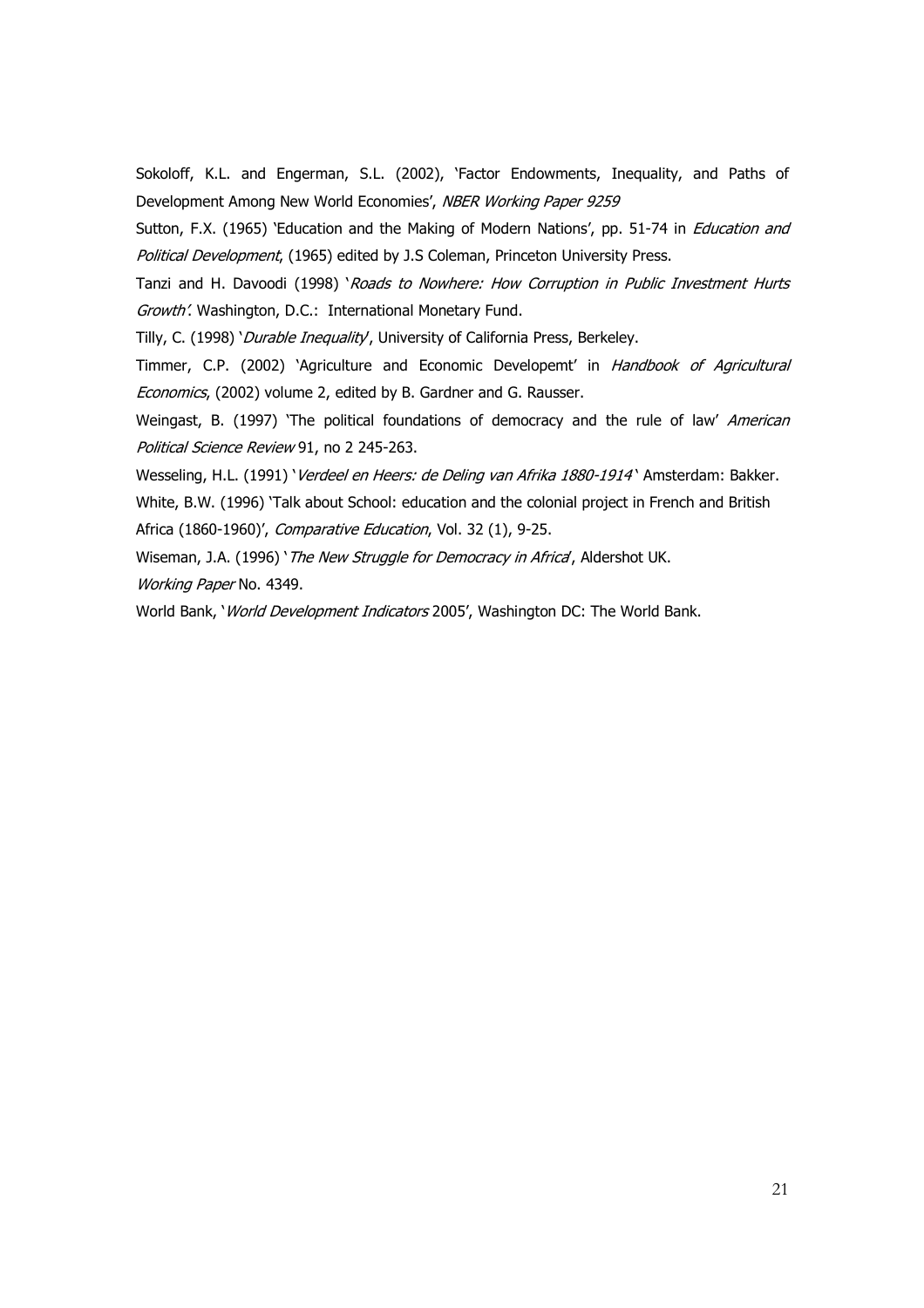Sokoloff, K.L. and Engerman, S.L. (2002), 'Factor Endowments, Inequality, and Paths of Development Among New World Economies', *NBER Working Paper 9259*

Sutton, F.X. (1965) 'Education and the Making of Modern Nations', pp. 51-74 in *Education and Political Development*, (1965) edited by J.S Coleman, Princeton University Press.

Tanzi and H. Davoodi (1998) '*Roads to Nowhere: How Corruption in Public Investment Hurts Growth'*. Washington, D.C.: International Monetary Fund.

Tilly, C. (1998) '*Durable Inequality*', University of California Press, Berkeley.

Timmer, C.P. (2002) 'Agriculture and Economic Developemt' in *Handbook of Agricultural Economics*, (2002) volume 2, edited by B. Gardner and G. Rausser.

Weingast, B. (1997) 'The political foundations of democracy and the rule of law' *American Political Science Review* 91, no 2 245-263.

Wesseling, H.L. (1991) '*Verdeel en Heers: de Deling van Afrika 1880-1914*' Amsterdam: Bakker.

White, B.W. (1996) 'Talk about School: education and the colonial project in French and British Africa (1860-1960)', *Comparative Education*, Vol. 32 (1), 9-25.

Wiseman, J.A. (1996) '*The New Struggle for Democracy in Africa*', Aldershot UK.

*Working Paper* No. 4349.

World Bank, '*World Development Indicators* 2005', Washington DC: The World Bank.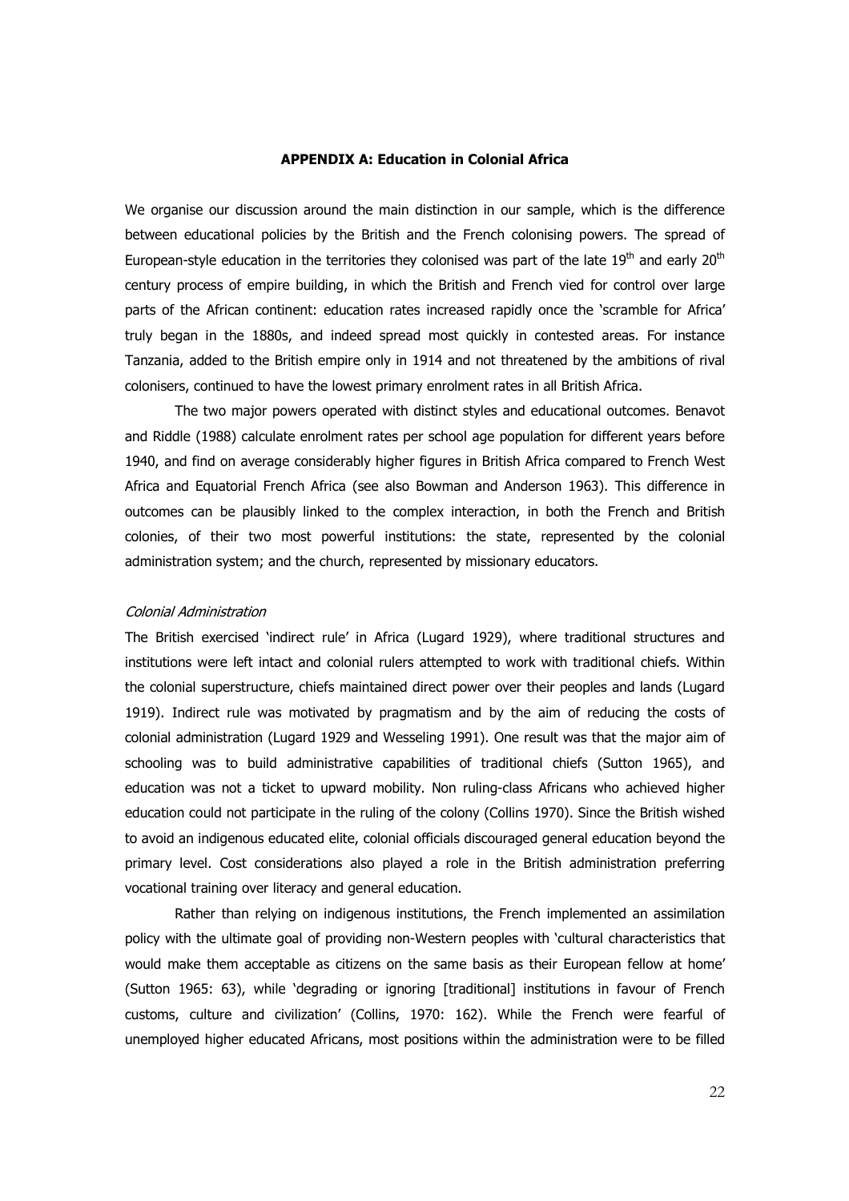## APPENDIX A: Education in Colonial Africa

We organise our discussion around the main distinction in our sample, which is the difference between educational policies by the British and the French colonising powers. The spread of European-style education in the territories they colonised was part of the late 19th and early 20th century process of empire building, in which the British and French vied for control over large parts of the African continent: education rates increased rapidly once the 'scramble for Africa' truly began in the 1880s, and indeed spread most quickly in contested areas. For instance Tanzania, added to the British empire only in 1914 and not threatened by the ambitions of rival colonisers, continued to have the lowest primary enrolment rates in all British Africa.

The two major powers operated with distinct styles and educational outcomes. Benavot and Riddle (1988) calculate enrolment rates per school age population for different years before 1940, and find on average considerably higher figures in British Africa compared to French West Africa and Equatorial French Africa (see also Bowman and Anderson 1963). This difference in outcomes can be plausibly linked to the complex interaction, in both the French and British colonies, of their two most powerful institutions: the state, represented by the colonial administration system; and the church, represented by missionary educators.

### *Colonial Administration*

The British exercised 'indirect rule' in Africa (Lugard 1929), where traditional structures and institutions were left intact and colonial rulers attempted to work with traditional chiefs. Within the colonial superstructure, chiefs maintained direct power over their peoples and lands (Lugard 1919). Indirect rule was motivated by pragmatism and by the aim of reducing the costs of colonial administration (Lugard 1929 and Wesseling 1991). One result was that the major aim of schooling was to build administrative capabilities of traditional chiefs (Sutton 1965), and education was not a ticket to upward mobility. Non ruling-class Africans who achieved higher education could not participate in the ruling of the colony (Collins 1970). Since the British wished to avoid an indigenous educated elite, colonial officials discouraged general education beyond the primary level. Cost considerations also played a role in the British administration preferring vocational training over literacy and general education.

Rather than relying on indigenous institutions, the French implemented an assimilation policy with the ultimate goal of providing non-Western peoples with 'cultural characteristics that would make them acceptable as citizens on the same basis as their European fellow at home' (Sutton 1965: 63), while 'degrading or ignoring [traditional] institutions in favour of French customs, culture and civilization' (Collins, 1970: 162). While the French were fearful of unemployed higher educated Africans, most positions within the administration were to be filled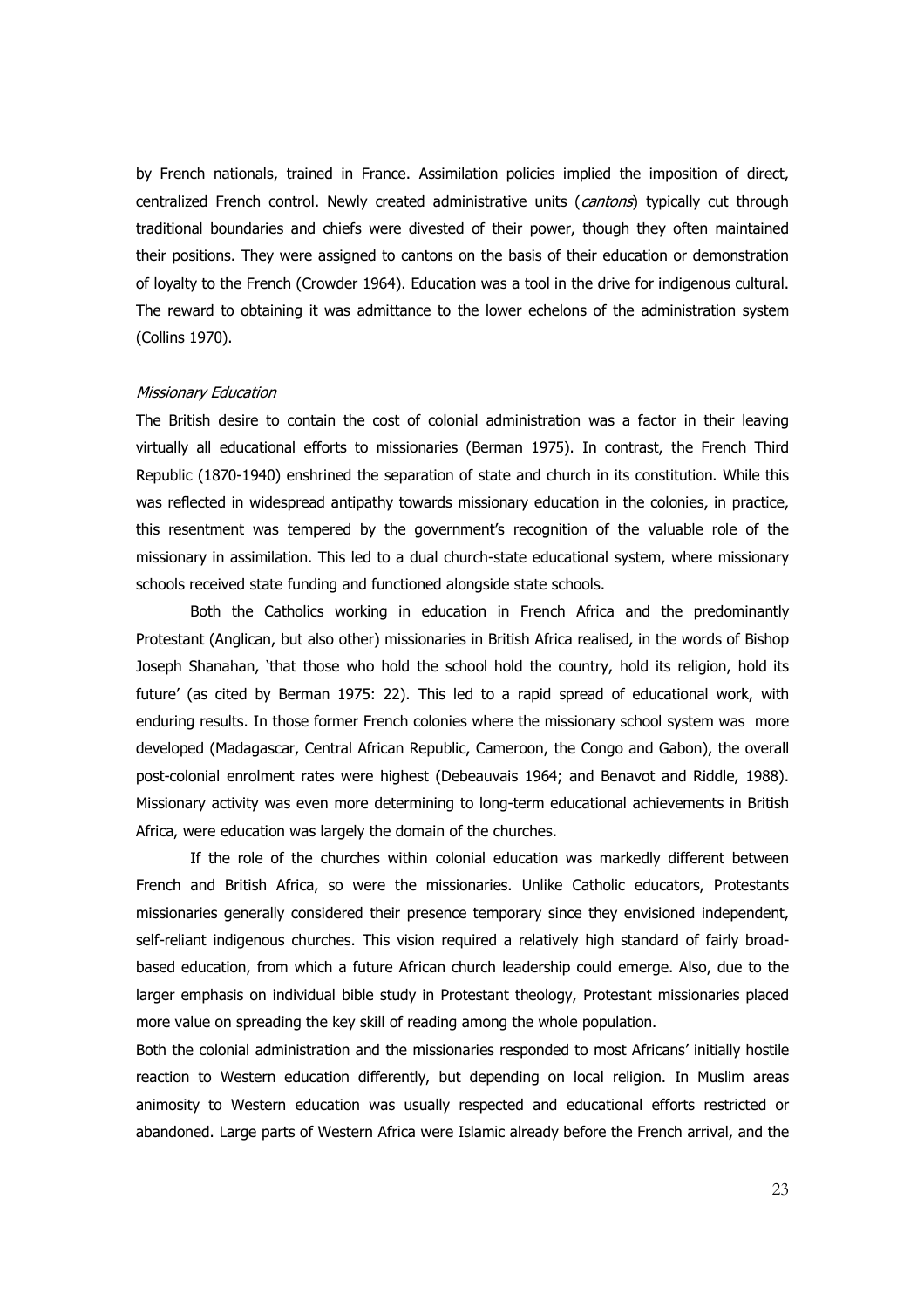by French nationals, trained in France. Assimilation policies implied the imposition of direct, centralized French control. Newly created administrative units (*cantons*) typically cut through traditional boundaries and chiefs were divested of their power, though they often maintained their positions. They were assigned to cantons on the basis of their education or demonstration of loyalty to the French (Crowder 1964). Education was a tool in the drive for indigenous cultural. The reward to obtaining it was admittance to the lower echelons of the administration system (Collins 1970).

*Missionary Education*

The British desire to contain the cost of colonial administration was a factor in their leaving virtually all educational efforts to missionaries (Berman 1975). In contrast, the French Third Republic (1870-1940) enshrined the separation of state and church in its constitution. While this was reflected in widespread antipathy towards missionary education in the colonies, in practice, this resentment was tempered by the government's recognition of the valuable role of the missionary in assimilation. This led to a dual church-state educational system, where missionary schools received state funding and functioned alongside state schools.

Both the Catholics working in education in French Africa and the predominantly Protestant (Anglican, but also other) missionaries in British Africa realised, in the words of Bishop Joseph Shanahan, 'that those who hold the school hold the country, hold its religion, hold its future' (as cited by Berman 1975: 22). This led to a rapid spread of educational work, with enduring results. In those former French colonies where the missionary school system was more developed (Madagascar, Central African Republic, Cameroon, the Congo and Gabon), the overall post-colonial enrolment rates were highest (Debeauvais 1964; and Benavot and Riddle, 1988). Missionary activity was even more determining to long-term educational achievements in British Africa, were education was largely the domain of the churches.

If the role of the churches within colonial education was markedly different between French and British Africa, so were the missionaries. Unlike Catholic educators, Protestants missionaries generally considered their presence temporary since they envisioned independent, self-reliant indigenous churches. This vision required a relatively high standard of fairly broad-based education, from which a future African church leadership could emerge. Also, due to the larger emphasis on individual bible study in Protestant theology, Protestant missionaries placed more value on spreading the key skill of reading among the whole population.

Both the colonial administration and the missionaries responded to most Africans' initially hostile reaction to Western education differently, but depending on local religion. In Muslim areas animosity to Western education was usually respected and educational efforts restricted or abandoned. Large parts of Western Africa were Islamic already before the French arrival, and the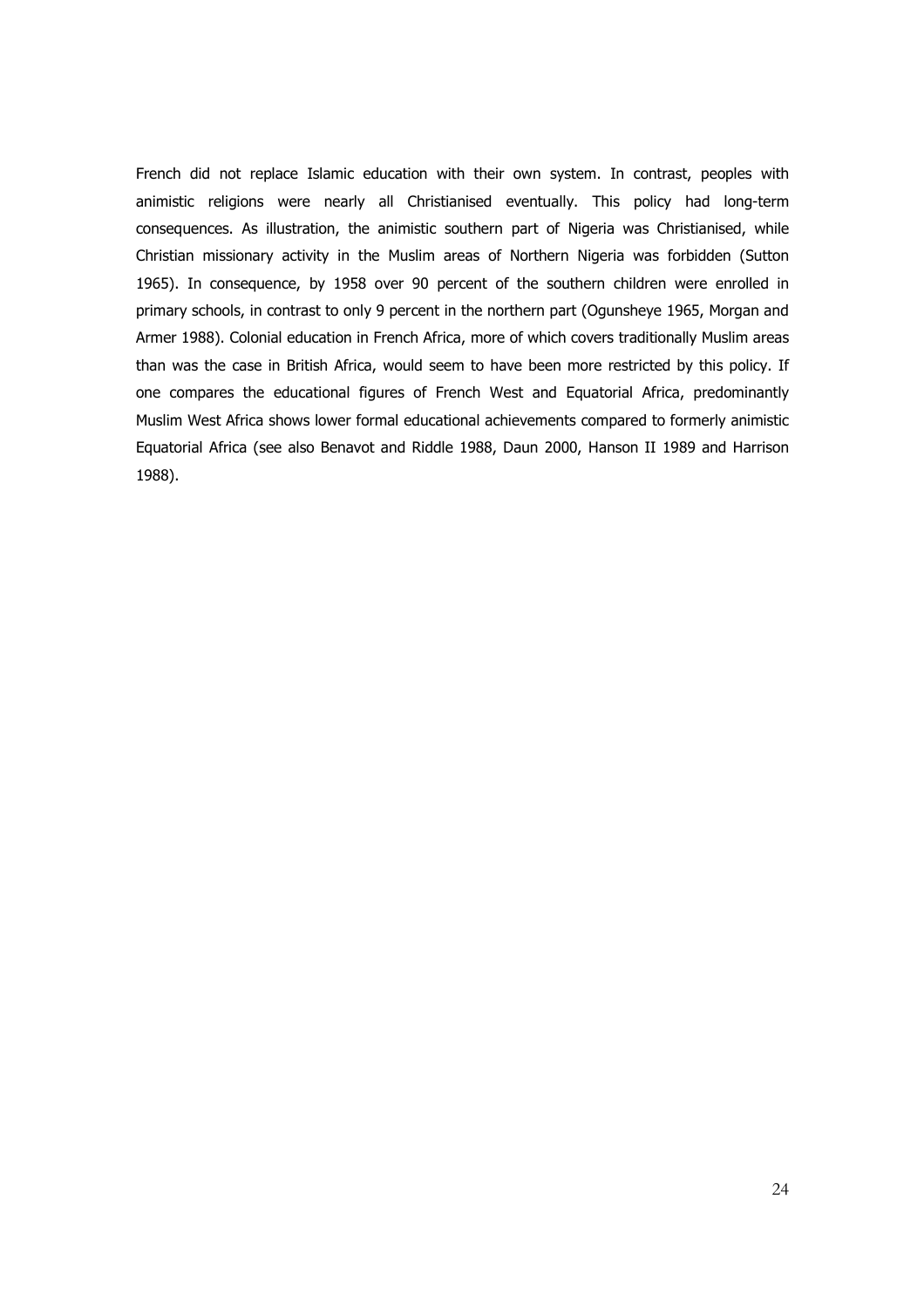French did not replace Islamic education with their own system. In contrast, peoples with animistic religions were nearly all Christianised eventually. This policy had long-term consequences. As illustration, the animistic southern part of Nigeria was Christianised, while Christian missionary activity in the Muslim areas of Northern Nigeria was forbidden (Sutton 1965). In consequence, by 1958 over 90 percent of the southern children were enrolled in primary schools, in contrast to only 9 percent in the northern part (Ogunsheye 1965, Morgan and Armer 1988). Colonial education in French Africa, more of which covers traditionally Muslim areas than was the case in British Africa, would seem to have been more restricted by this policy. If one compares the educational figures of French West and Equatorial Africa, predominantly Muslim West Africa shows lower formal educational achievements compared to formerly animistic Equatorial Africa (see also Benavot and Riddle 1988, Daun 2000, Hanson II 1989 and Harrison 1988).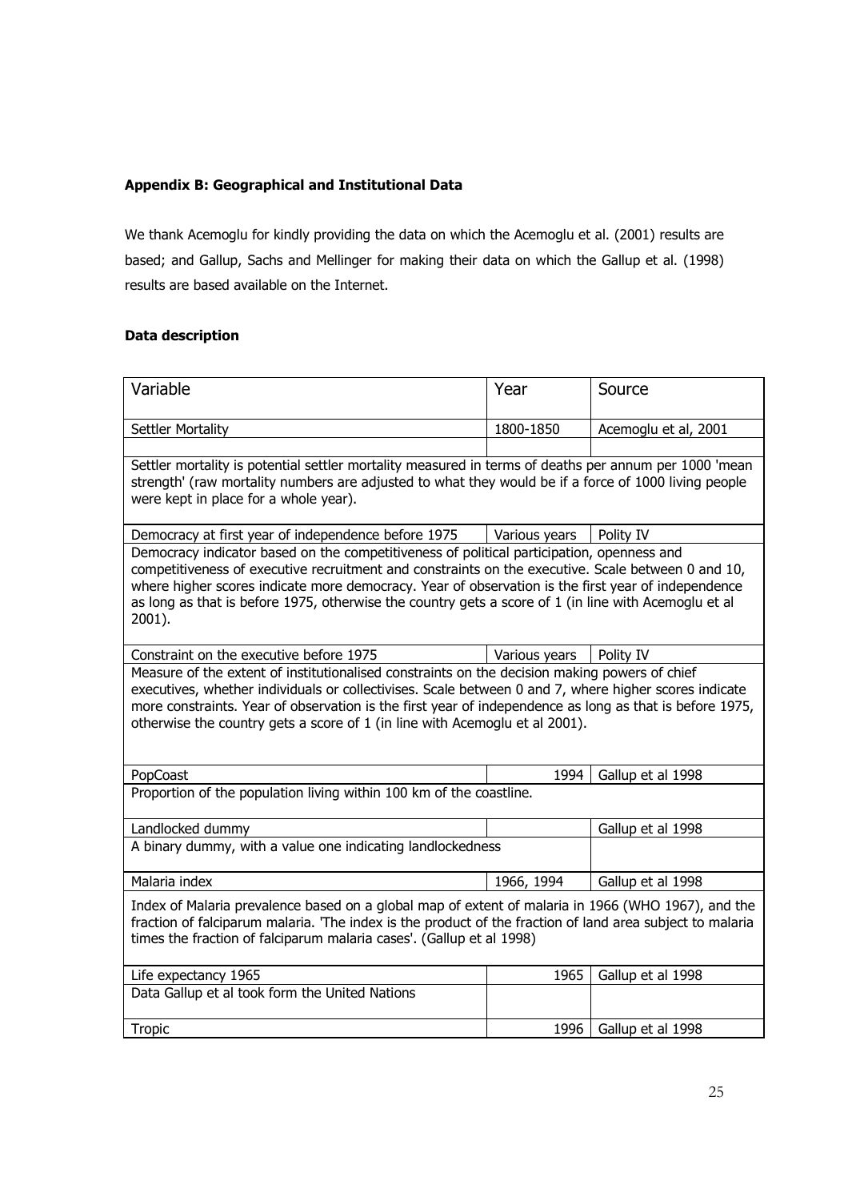### Appendix B: Geographical and Institutional Data

We thank Acemoglu for kindly providing the data on which the Acemoglu et al. (2001) results are based; and Gallup, Sachs and Mellinger for making their data on which the Gallup et al. (1998) results are based available on the Internet.

### Data description

| Variable | Year | Source |
|---|---|---|
| Settler Mortality | 1800-1850 | Acemoglu et al, 2001 |
| Settler mortality is potential settler mortality measured in terms of deaths per annum per 1000 'mean strength' (raw mortality numbers are adjusted to what they would be if a force of 1000 living people were kept in place for a whole year). | | |
| Democracy at first year of independence before 1975 | Various years | Polity IV |
| Democracy indicator based on the competitiveness of political participation, openness and competitiveness of executive recruitment and constraints on the executive. Scale between 0 and 10, where higher scores indicate more democracy. Year of observation is the first year of independence as long as that is before 1975, otherwise the country gets a score of 1 (in line with Acemoglu et al 2001). | | |
| Constraint on the executive before 1975 | Various years | Polity IV |
| Measure of the extent of institutionalised constraints on the decision making powers of chief executives, whether individuals or collectivises. Scale between 0 and 7, where higher scores indicate more constraints. Year of observation is the first year of independence as long as that is before 1975, otherwise the country gets a score of 1 (in line with Acemoglu et al 2001). | | |
| PopCoast | 1994 | Gallup et al 1998 |
| Proportion of the population living within 100 km of the coastline. | | |
| Landlocked dummy | | Gallup et al 1998 |
| A binary dummy, with a value one indicating landlockedness | | |
| Malaria index | 1966, 1994 | Gallup et al 1998 |
| Index of Malaria prevalence based on a global map of extent of malaria in 1966 (WHO 1967), and the fraction of falciparum malaria. 'The index is the product of the fraction of land area subject to malaria times the fraction of falciparum malaria cases'. (Gallup et al 1998) | | |
| Life expectancy 1965 | 1965 | Gallup et al 1998 |
| Data Gallup et al took form the United Nations | | |
| Tropic | 1996 | Gallup et al 1998 |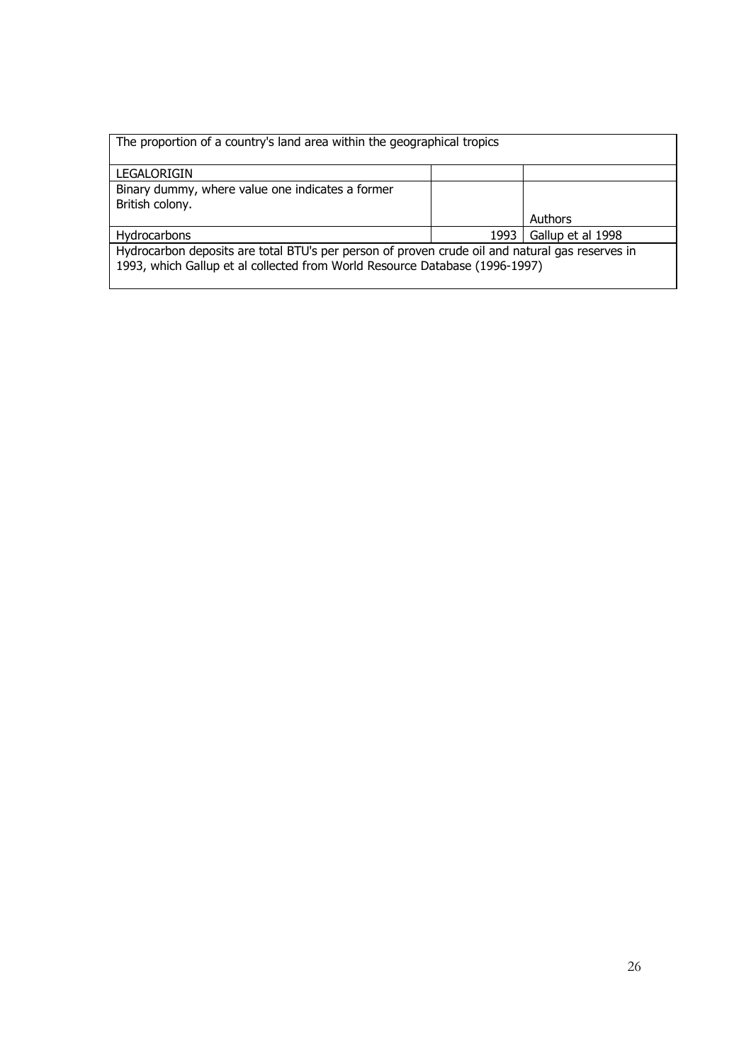| | | |
|---|---|---|
| The proportion of a country's land area within the geographical tropics | | |
| LEGALORIGIN | | |
| Binary dummy, where value one indicates a former British colony. | | Authors |
| Hydrocarbons | 1993 | Gallup et al 1998 |
| Hydrocarbon deposits are total BTU's per person of proven crude oil and natural gas reserves in 1993, which Gallup et al collected from World Resource Database (1996-1997) | | |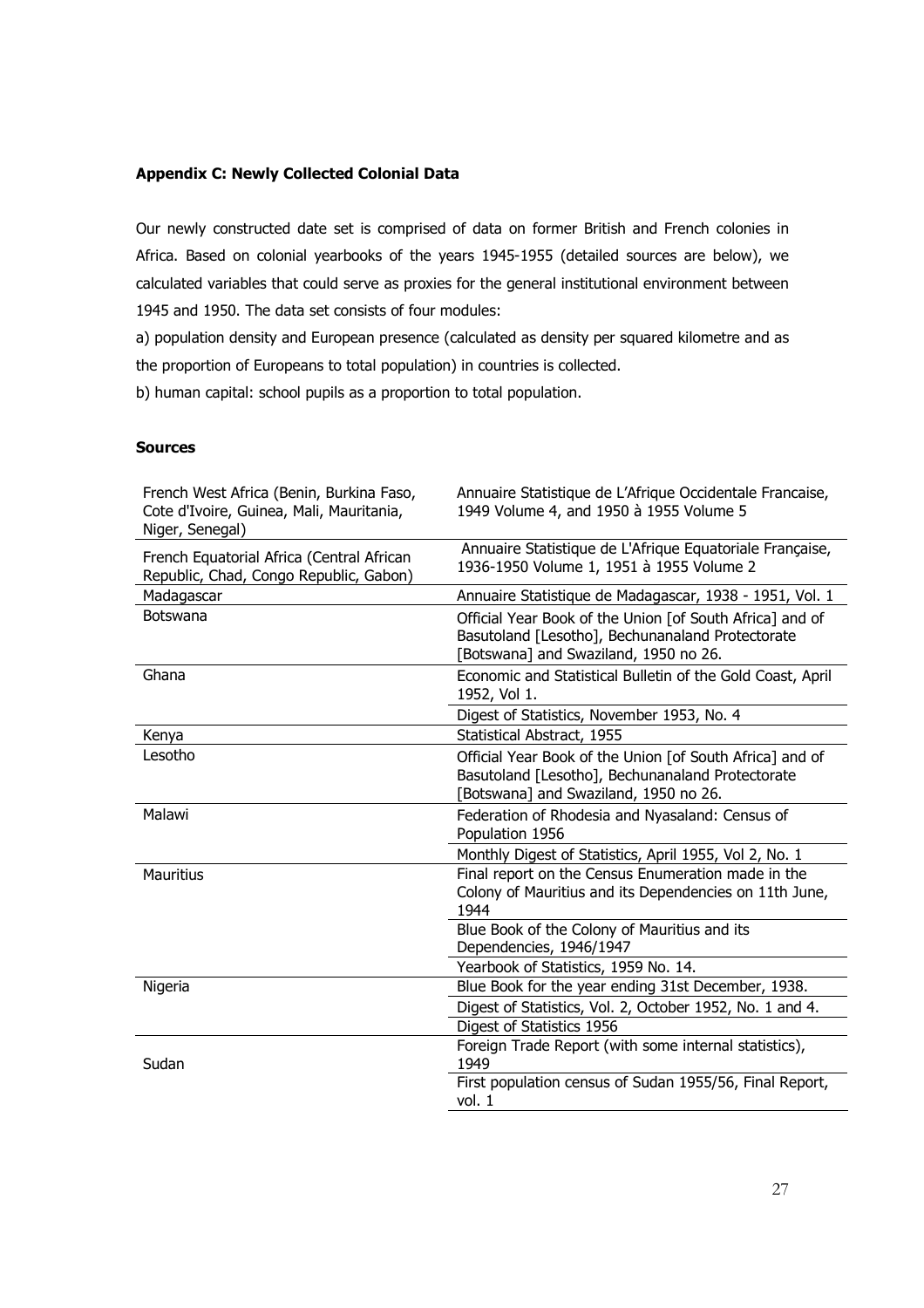**Appendix C: Newly Collected Colonial Data**

Our newly constructed date set is comprised of data on former British and French colonies in Africa. Based on colonial yearbooks of the years 1945-1955 (detailed sources are below), we calculated variables that could serve as proxies for the general institutional environment between 1945 and 1950. The data set consists of four modules:

a) population density and European presence (calculated as density per squared kilometre and as the proportion of Europeans to total population) in countries is collected.

b) human capital: school pupils as a proportion to total population.

**Sources**

| | |
|---|---|
| French West Africa (Benin, Burkina Faso, Cote d'Ivoire, Guinea, Mali, Mauritania, Niger, Senegal) | Annuaire Statistique de L'Afrique Occidentale Francaise, 1949 Volume 4, and 1950 à 1955 Volume 5 |
| French Equatorial Africa (Central African Republic, Chad, Congo Republic, Gabon) | Annuaire Statistique de L'Afrique Equatoriale Française, 1936-1950 Volume 1, 1951 à 1955 Volume 2 |
| Madagascar | Annuaire Statistique de Madagascar, 1938 - 1951, Vol. 1 |
| Botswana | Official Year Book of the Union [of South Africa] and of Basutoland [Lesotho], Bechunanaland Protectorate [Botswana] and Swaziland, 1950 no 26. |
| Ghana | Economic and Statistical Bulletin of the Gold Coast, April 1952, Vol 1. |
| | Digest of Statistics, November 1953, No. 4 |
| Kenya | Statistical Abstract, 1955 |
| Lesotho | Official Year Book of the Union [of South Africa] and of Basutoland [Lesotho], Bechunanaland Protectorate [Botswana] and Swaziland, 1950 no 26. |
| Malawi | Federation of Rhodesia and Nyasaland: Census of Population 1956 |
| | Monthly Digest of Statistics, April 1955, Vol 2, No. 1 |
| Mauritius | Final report on the Census Enumeration made in the Colony of Mauritius and its Dependencies on 11th June, 1944 |
| | Blue Book of the Colony of Mauritius and its Dependencies, 1946/1947 |
| | Yearbook of Statistics, 1959 No. 14. |
| Nigeria | Blue Book for the year ending 31st December, 1938. |
| | Digest of Statistics, Vol. 2, October 1952, No. 1 and 4. |
| | Digest of Statistics 1956 |
| Sudan | Foreign Trade Report (with some internal statistics), 1949 |
| | First population census of Sudan 1955/56, Final Report, vol. 1 |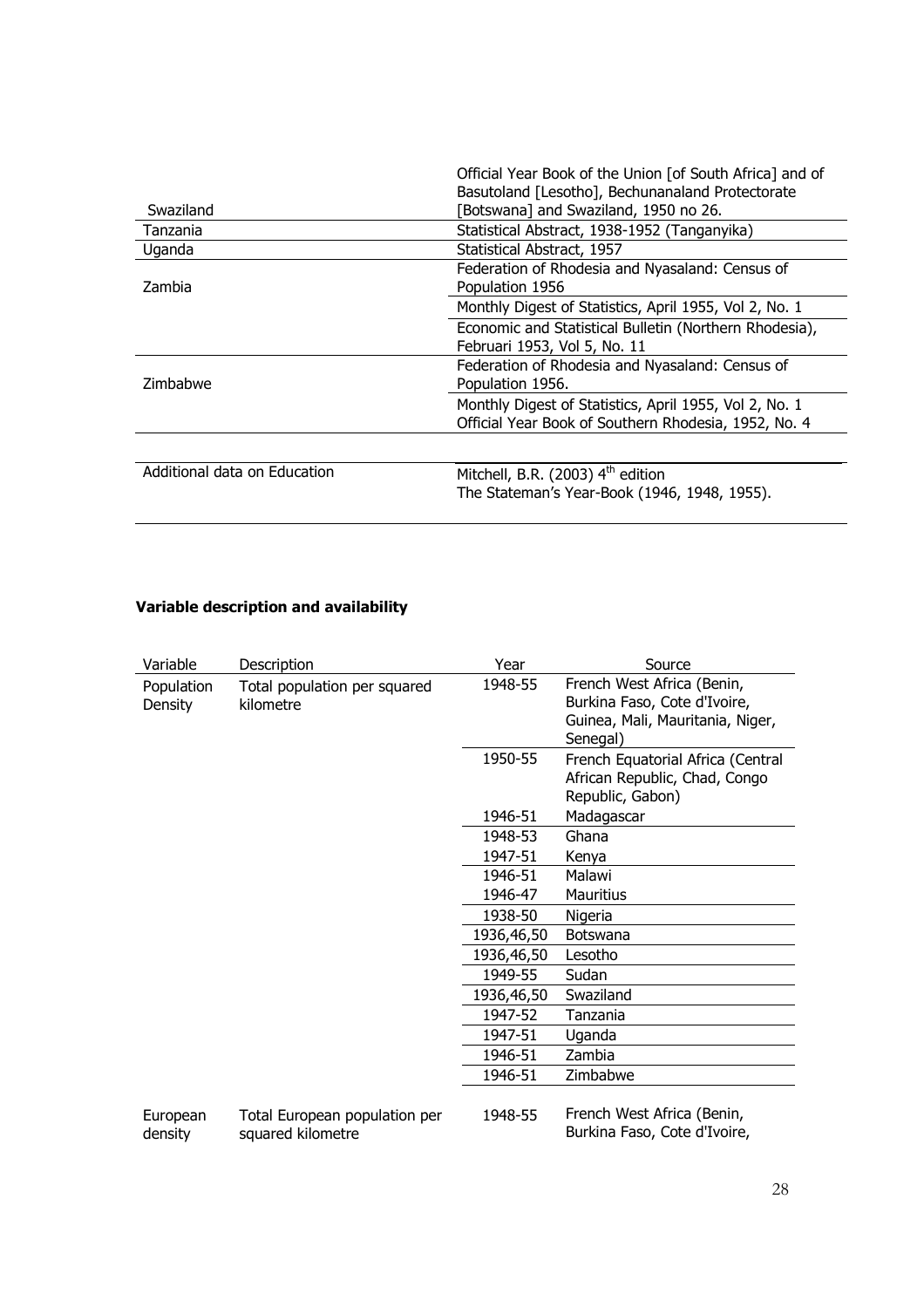| | |
|---|---|
| Swaziland | Official Year Book of the Union [of South Africa] and of Basutoland [Lesotho], Bechunanaland Protectorate [Botswana] and Swaziland, 1950 no 26. |
| Tanzania | Statistical Abstract, 1938-1952 (Tanganyika) |
| Uganda | Statistical Abstract, 1957 |
| Zambia | Federation of Rhodesia and Nyasaland: Census of Population 1956 |
| | Monthly Digest of Statistics, April 1955, Vol 2, No. 1 |
| | Economic and Statistical Bulletin (Northern Rhodesia), Februari 1953, Vol 5, No. 11 |
| Zimbabwe | Federation of Rhodesia and Nyasaland: Census of Population 1956. |
| | Monthly Digest of Statistics, April 1955, Vol 2, No. 1<br>Official Year Book of Southern Rhodesia, 1952, No. 4 |
| Additional data on Education | Mitchell, B.R. (2003) 4th edition<br>The Stateman's Year-Book (1946, 1948, 1955). |

**Variable description and availability**

| Variable | Description | Year | Source |
|---|---|---|---|
| Population Density | Total population per squared kilometre | 1948-55 | French West Africa (Benin, Burkina Faso, Cote d'Ivoire, Guinea, Mali, Mauritania, Niger, Senegal) |
| | | 1950-55 | French Equatorial Africa (Central African Republic, Chad, Congo Republic, Gabon) |
| | | 1946-51 | Madagascar |
| | | 1948-53 | Ghana |
| | | 1947-51 | Kenya |
| | | 1946-51 | Malawi |
| | | 1946-47 | Mauritius |
| | | 1938-50 | Nigeria |
| | | 1936,46,50 | Botswana |
| | | 1936,46,50 | Lesotho |
| | | 1949-55 | Sudan |
| | | 1936,46,50 | Swaziland |
| | | 1947-52 | Tanzania |
| | | 1947-51 | Uganda |
| | | 1946-51 | Zambia |
| | | 1946-51 | Zimbabwe |
| European density | Total European population per squared kilometre | 1948-55 | French West Africa (Benin, Burkina Faso, Cote d'Ivoire, |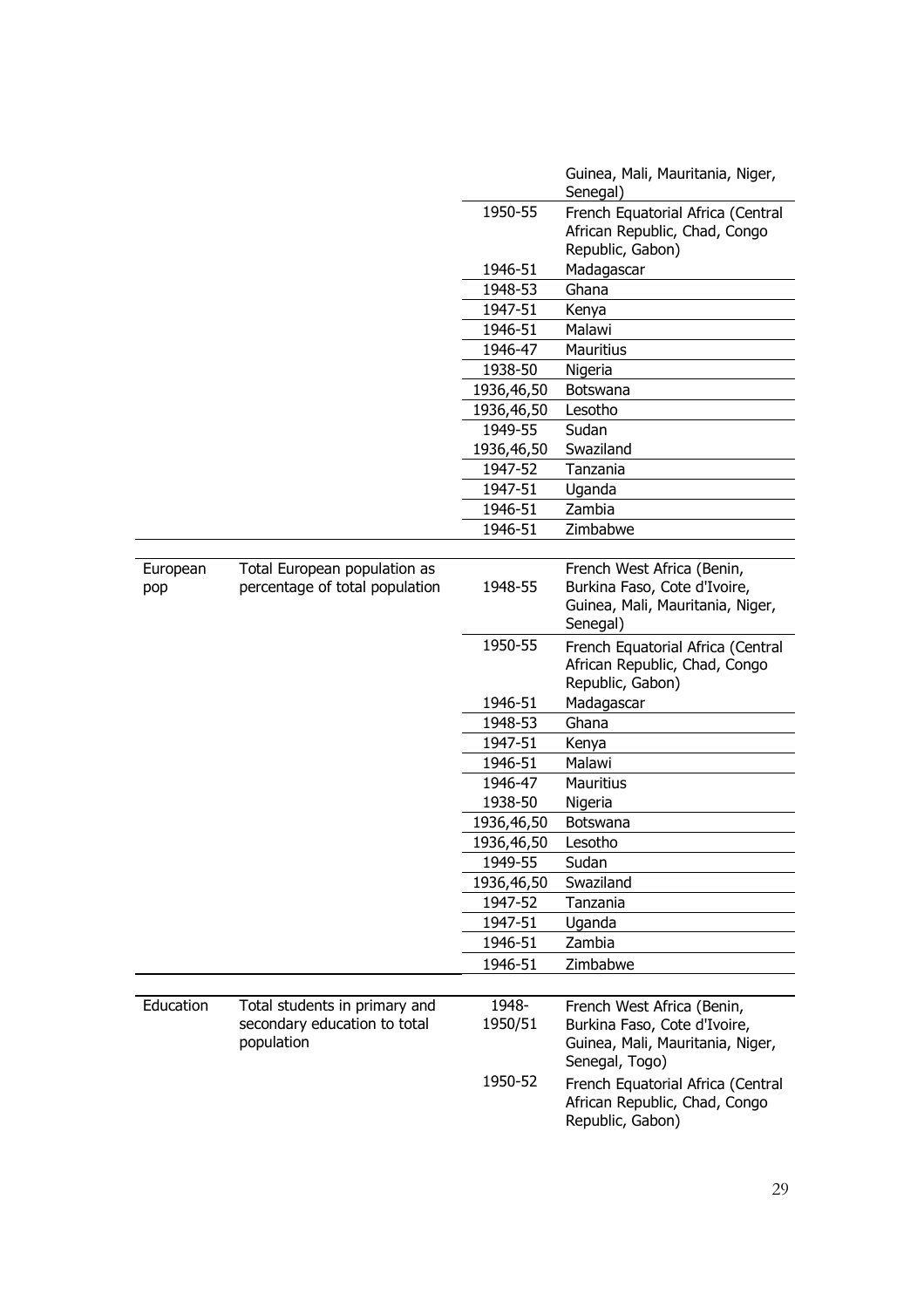| | | | |
|---|---|---|---|
| | | | Guinea, Mali, Mauritania, Niger, Senegal) |
| | | 1950-55 | French Equatorial Africa (Central African Republic, Chad, Congo Republic, Gabon) |
| | | 1946-51 | Madagascar |
| | | 1948-53 | Ghana |
| | | 1947-51 | Kenya |
| | | 1946-51 | Malawi |
| | | 1946-47 | Mauritius |
| | | 1938-50 | Nigeria |
| | | 1936,46,50 | Botswana |
| | | 1936,46,50 | Lesotho |
| | | 1949-55 | Sudan |
| | | 1936,46,50 | Swaziland |
| | | 1947-52 | Tanzania |
| | | 1947-51 | Uganda |
| | | 1946-51 | Zambia |
| | | 1946-51 | Zimbabwe |
| European pop | Total European population as percentage of total population | 1948-55 | French West Africa (Benin, Burkina Faso, Cote d'Ivoire, Guinea, Mali, Mauritania, Niger, Senegal) |
| | | 1950-55 | French Equatorial Africa (Central African Republic, Chad, Congo Republic, Gabon) |
| | | 1946-51 | Madagascar |
| | | 1948-53 | Ghana |
| | | 1947-51 | Kenya |
| | | 1946-51 | Malawi |
| | | 1946-47 | Mauritius |
| | | 1938-50 | Nigeria |
| | | 1936,46,50 | Botswana |
| | | 1936,46,50 | Lesotho |
| | | 1949-55 | Sudan |
| | | 1936,46,50 | Swaziland |
| | | 1947-52 | Tanzania |
| | | 1947-51 | Uganda |
| | | 1946-51 | Zambia |
| | | 1946-51 | Zimbabwe |
| Education | Total students in primary and secondary education to total population | 1948-1950/51 | French West Africa (Benin, Burkina Faso, Cote d'Ivoire, Guinea, Mali, Mauritania, Niger, Senegal, Togo) |
| | | 1950-52 | French Equatorial Africa (Central African Republic, Chad, Congo Republic, Gabon) |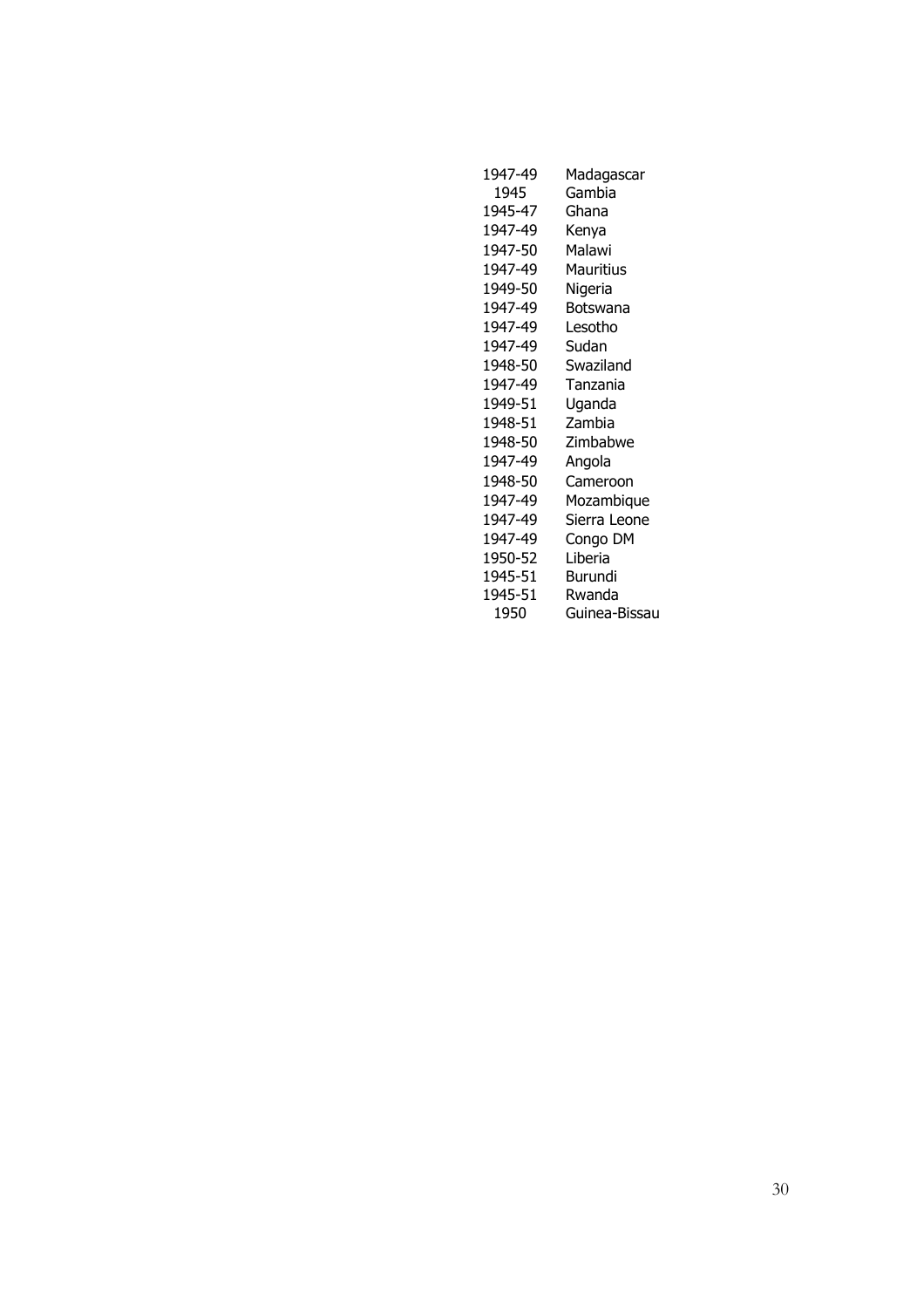| | |
|---|---|
| 1947-49 | Madagascar |
| 1945 | Gambia |
| 1945-47 | Ghana |
| 1947-49 | Kenya |
| 1947-50 | Malawi |
| 1947-49 | Mauritius |
| 1949-50 | Nigeria |
| 1947-49 | Botswana |
| 1947-49 | Lesotho |
| 1947-49 | Sudan |
| 1948-50 | Swaziland |
| 1947-49 | Tanzania |
| 1949-51 | Uganda |
| 1948-51 | Zambia |
| 1948-50 | Zimbabwe |
| 1947-49 | Angola |
| 1948-50 | Cameroon |
| 1947-49 | Mozambique |
| 1947-49 | Sierra Leone |
| 1947-49 | Congo DM |
| 1950-52 | Liberia |
| 1945-51 | Burundi |
| 1945-51 | Rwanda |
| 1950 | Guinea-Bissau |